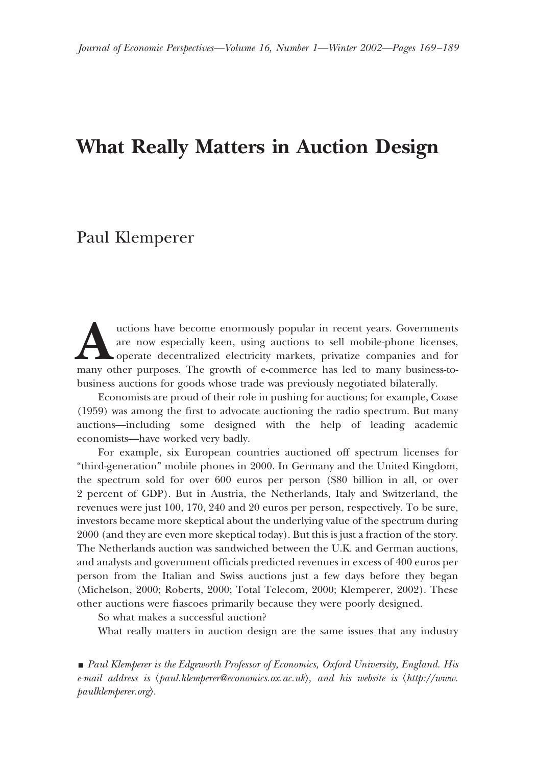# What Really Matters in Auction Design

Paul Klemperer

Auctions have become enormously popular in recent years. Governments are now especially keen, using auctions to sell mobile-phone licenses, operate decentralized electricity markets, privatize companies and for many other purposes. The growth of e-commerce has led to many business-to-business auctions for goods whose trade was previously negotiated bilaterally.

Economists are proud of their role in pushing for auctions; for example, Coase (1959) was among the first to advocate auctioning the radio spectrum. But many auctions—including some designed with the help of leading academic economists—have worked very badly.

For example, six European countries auctioned off spectrum licenses for "third-generation" mobile phones in 2000. In Germany and the United Kingdom, the spectrum sold for over 600 euros per person ($80 billion in all, or over 2 percent of GDP). But in Austria, the Netherlands, Italy and Switzerland, the revenues were just 100, 170, 240 and 20 euros per person, respectively. To be sure, investors became more skeptical about the underlying value of the spectrum during 2000 (and they are even more skeptical today). But this is just a fraction of the story. The Netherlands auction was sandwiched between the U.K. and German auctions, and analysts and government officials predicted revenues in excess of 400 euros per person from the Italian and Swiss auctions just a few days before they began (Michelson, 2000; Roberts, 2000; Total Telecom, 2000; Klemperer, 2002). These other auctions were fiascoes primarily because they were poorly designed.

So what makes a successful auction?

What really matters in auction design are the same issues that any industry

■ *Paul Klemperer is the Edgeworth Professor of Economics, Oxford University, England. His e-mail address is ⟨paul.klemperer@economics.ox.ac.uk⟩, and his website is ⟨http://www.paulklemperer.org⟩.*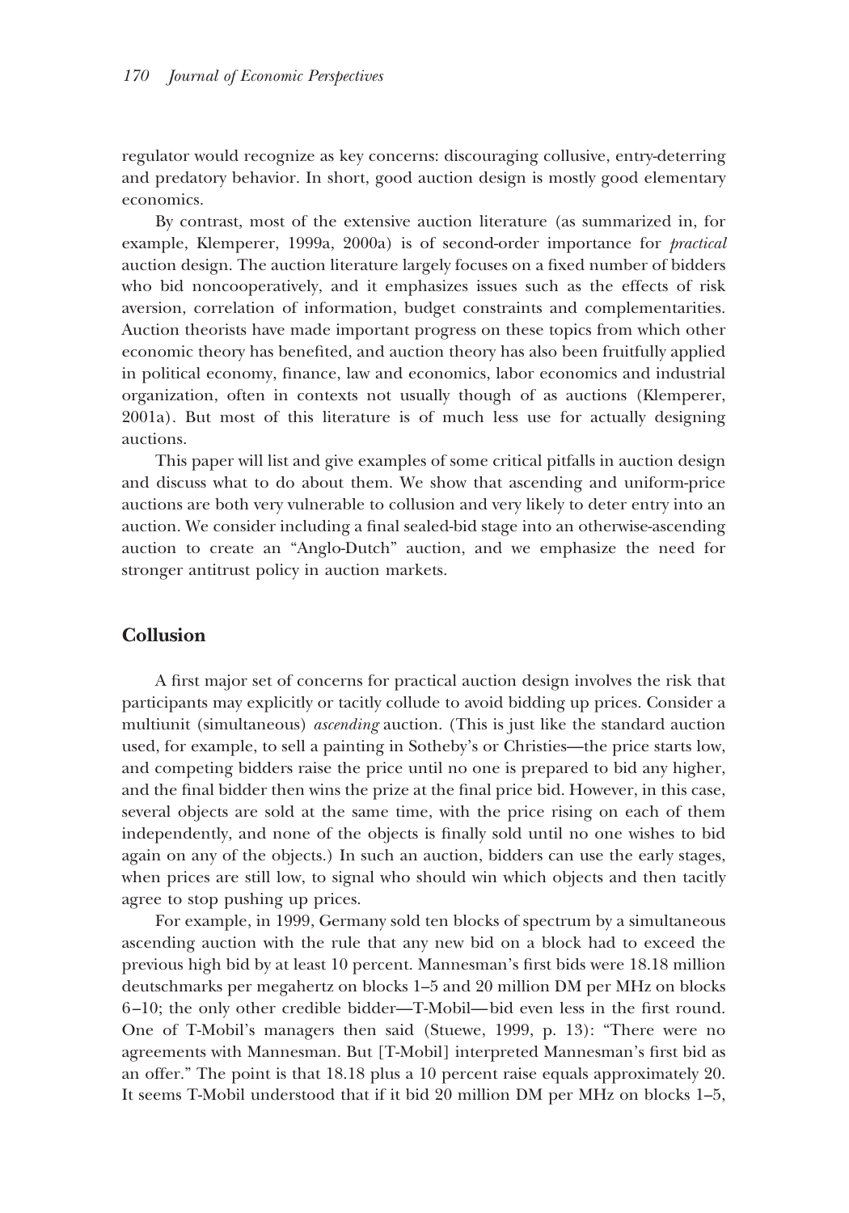regulator would recognize as key concerns: discouraging collusive, entry-deterring and predatory behavior. In short, good auction design is mostly good elementary economics.

By contrast, most of the extensive auction literature (as summarized in, for example, Klemperer, 1999a, 2000a) is of second-order importance for *practical* auction design. The auction literature largely focuses on a fixed number of bidders who bid noncooperatively, and it emphasizes issues such as the effects of risk aversion, correlation of information, budget constraints and complementarities. Auction theorists have made important progress on these topics from which other economic theory has benefited, and auction theory has also been fruitfully applied in political economy, finance, law and economics, labor economics and industrial organization, often in contexts not usually though of as auctions (Klemperer, 2001a). But most of this literature is of much less use for actually designing auctions.

This paper will list and give examples of some critical pitfalls in auction design and discuss what to do about them. We show that ascending and uniform-price auctions are both very vulnerable to collusion and very likely to deter entry into an auction. We consider including a final sealed-bid stage into an otherwise-ascending auction to create an "Anglo-Dutch" auction, and we emphasize the need for stronger antitrust policy in auction markets.

## Collusion

A first major set of concerns for practical auction design involves the risk that participants may explicitly or tacitly collude to avoid bidding up prices. Consider a multiunit (simultaneous) *ascending* auction. (This is just like the standard auction used, for example, to sell a painting in Sotheby's or Christies—the price starts low, and competing bidders raise the price until no one is prepared to bid any higher, and the final bidder then wins the prize at the final price bid. However, in this case, several objects are sold at the same time, with the price rising on each of them independently, and none of the objects is finally sold until no one wishes to bid again on any of the objects.) In such an auction, bidders can use the early stages, when prices are still low, to signal who should win which objects and then tacitly agree to stop pushing up prices.

For example, in 1999, Germany sold ten blocks of spectrum by a simultaneous ascending auction with the rule that any new bid on a block had to exceed the previous high bid by at least 10 percent. Mannesman's first bids were 18.18 million deutschmarks per megahertz on blocks 1–5 and 20 million DM per MHz on blocks 6–10; the only other credible bidder—T-Mobil—bid even less in the first round. One of T-Mobil's managers then said (Stuewe, 1999, p. 13): "There were no agreements with Mannesman. But [T-Mobil] interpreted Mannesman's first bid as an offer." The point is that 18.18 plus a 10 percent raise equals approximately 20. It seems T-Mobil understood that if it bid 20 million DM per MHz on blocks 1–5,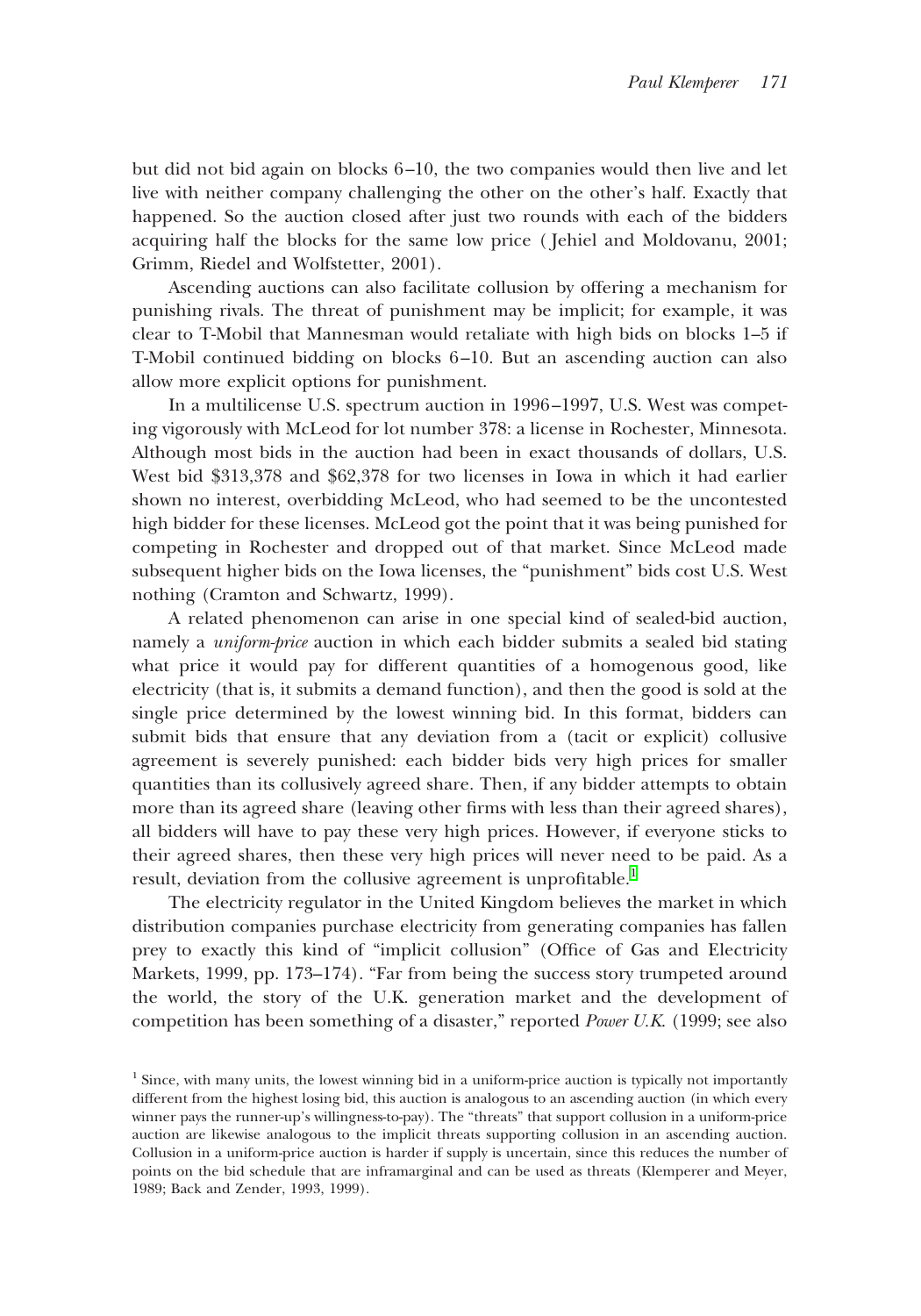but did not bid again on blocks 6–10, the two companies would then live and let live with neither company challenging the other on the other's half. Exactly that happened. So the auction closed after just two rounds with each of the bidders acquiring half the blocks for the same low price (Jehiel and Moldovanu, 2001; Grimm, Riedel and Wolfstetter, 2001).

Ascending auctions can also facilitate collusion by offering a mechanism for punishing rivals. The threat of punishment may be implicit; for example, it was clear to T-Mobil that Mannesman would retaliate with high bids on blocks 1–5 if T-Mobil continued bidding on blocks 6–10. But an ascending auction can also allow more explicit options for punishment.

In a multilicense U.S. spectrum auction in 1996–1997, U.S. West was competing vigorously with McLeod for lot number 378: a license in Rochester, Minnesota. Although most bids in the auction had been in exact thousands of dollars, U.S. West bid $313,378 and $62,378 for two licenses in Iowa in which it had earlier shown no interest, overbidding McLeod, who had seemed to be the uncontested high bidder for these licenses. McLeod got the point that it was being punished for competing in Rochester and dropped out of that market. Since McLeod made subsequent higher bids on the Iowa licenses, the "punishment" bids cost U.S. West nothing (Cramton and Schwartz, 1999).

A related phenomenon can arise in one special kind of sealed-bid auction, namely a *uniform-price* auction in which each bidder submits a sealed bid stating what price it would pay for different quantities of a homogenous good, like electricity (that is, it submits a demand function), and then the good is sold at the single price determined by the lowest winning bid. In this format, bidders can submit bids that ensure that any deviation from a (tacit or explicit) collusive agreement is severely punished: each bidder bids very high prices for smaller quantities than its collusively agreed share. Then, if any bidder attempts to obtain more than its agreed share (leaving other firms with less than their agreed shares), all bidders will have to pay these very high prices. However, if everyone sticks to their agreed shares, then these very high prices will never need to be paid. As a result, deviation from the collusive agreement is unprofitable.[1]

The electricity regulator in the United Kingdom believes the market in which distribution companies purchase electricity from generating companies has fallen prey to exactly this kind of "implicit collusion" (Office of Gas and Electricity Markets, 1999, pp. 173–174). "Far from being the success story trumpeted around the world, the story of the U.K. generation market and the development of competition has been something of a disaster," reported *Power U.K.* (1999; see also

[1] Since, with many units, the lowest winning bid in a uniform-price auction is typically not importantly different from the highest losing bid, this auction is analogous to an ascending auction (in which every winner pays the runner-up's willingness-to-pay). The "threats" that support collusion in a uniform-price auction are likewise analogous to the implicit threats supporting collusion in an ascending auction. Collusion in a uniform-price auction is harder if supply is uncertain, since this reduces the number of points on the bid schedule that are inframarginal and can be used as threats (Klemperer and Meyer, 1989; Back and Zender, 1993, 1999).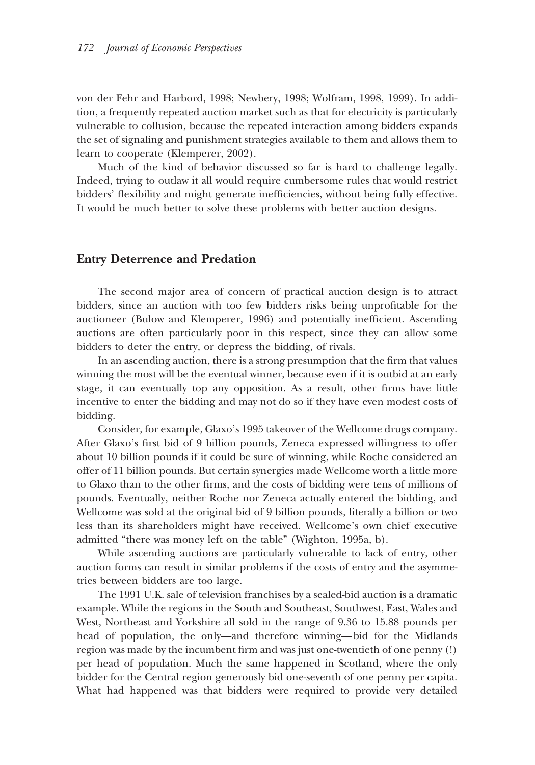von der Fehr and Harbord, 1998; Newbery, 1998; Wolfram, 1998, 1999). In addition, a frequently repeated auction market such as that for electricity is particularly vulnerable to collusion, because the repeated interaction among bidders expands the set of signaling and punishment strategies available to them and allows them to learn to cooperate (Klemperer, 2002).

Much of the kind of behavior discussed so far is hard to challenge legally. Indeed, trying to outlaw it all would require cumbersome rules that would restrict bidders' flexibility and might generate inefficiencies, without being fully effective. It would be much better to solve these problems with better auction designs.

## Entry Deterrence and Predation

The second major area of concern of practical auction design is to attract bidders, since an auction with too few bidders risks being unprofitable for the auctioneer (Bulow and Klemperer, 1996) and potentially inefficient. Ascending auctions are often particularly poor in this respect, since they can allow some bidders to deter the entry, or depress the bidding, of rivals.

In an ascending auction, there is a strong presumption that the firm that values winning the most will be the eventual winner, because even if it is outbid at an early stage, it can eventually top any opposition. As a result, other firms have little incentive to enter the bidding and may not do so if they have even modest costs of bidding.

Consider, for example, Glaxo's 1995 takeover of the Wellcome drugs company. After Glaxo's first bid of 9 billion pounds, Zeneca expressed willingness to offer about 10 billion pounds if it could be sure of winning, while Roche considered an offer of 11 billion pounds. But certain synergies made Wellcome worth a little more to Glaxo than to the other firms, and the costs of bidding were tens of millions of pounds. Eventually, neither Roche nor Zeneca actually entered the bidding, and Wellcome was sold at the original bid of 9 billion pounds, literally a billion or two less than its shareholders might have received. Wellcome's own chief executive admitted "there was money left on the table" (Wighton, 1995a, b).

While ascending auctions are particularly vulnerable to lack of entry, other auction forms can result in similar problems if the costs of entry and the asymmetries between bidders are too large.

The 1991 U.K. sale of television franchises by a sealed-bid auction is a dramatic example. While the regions in the South and Southeast, Southwest, East, Wales and West, Northeast and Yorkshire all sold in the range of 9.36 to 15.88 pounds per head of population, the only—and therefore winning—bid for the Midlands region was made by the incumbent firm and was just one-twentieth of one penny (!) per head of population. Much the same happened in Scotland, where the only bidder for the Central region generously bid one-seventh of one penny per capita. What had happened was that bidders were required to provide very detailed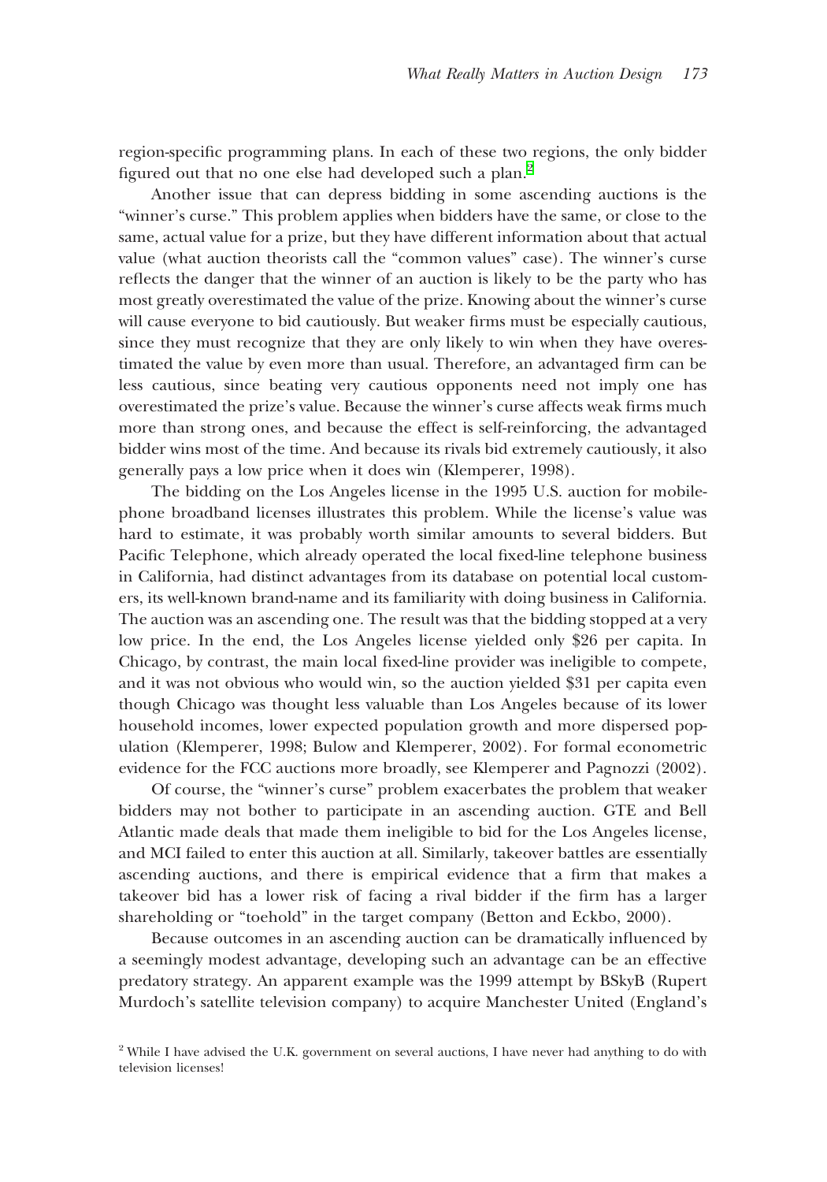region-specific programming plans. In each of these two regions, the only bidder figured out that no one else had developed such a plan.[2]

Another issue that can depress bidding in some ascending auctions is the "winner's curse." This problem applies when bidders have the same, or close to the same, actual value for a prize, but they have different information about that actual value (what auction theorists call the "common values" case). The winner's curse reflects the danger that the winner of an auction is likely to be the party who has most greatly overestimated the value of the prize. Knowing about the winner's curse will cause everyone to bid cautiously. But weaker firms must be especially cautious, since they must recognize that they are only likely to win when they have overestimated the value by even more than usual. Therefore, an advantaged firm can be less cautious, since beating very cautious opponents need not imply one has overestimated the prize's value. Because the winner's curse affects weak firms much more than strong ones, and because the effect is self-reinforcing, the advantaged bidder wins most of the time. And because its rivals bid extremely cautiously, it also generally pays a low price when it does win (Klemperer, 1998).

The bidding on the Los Angeles license in the 1995 U.S. auction for mobile-phone broadband licenses illustrates this problem. While the license's value was hard to estimate, it was probably worth similar amounts to several bidders. But Pacific Telephone, which already operated the local fixed-line telephone business in California, had distinct advantages from its database on potential local customers, its well-known brand-name and its familiarity with doing business in California. The auction was an ascending one. The result was that the bidding stopped at a very low price. In the end, the Los Angeles license yielded only $26 per capita. In Chicago, by contrast, the main local fixed-line provider was ineligible to compete, and it was not obvious who would win, so the auction yielded $31 per capita even though Chicago was thought less valuable than Los Angeles because of its lower household incomes, lower expected population growth and more dispersed population (Klemperer, 1998; Bulow and Klemperer, 2002). For formal econometric evidence for the FCC auctions more broadly, see Klemperer and Pagnozzi (2002).

Of course, the "winner's curse" problem exacerbates the problem that weaker bidders may not bother to participate in an ascending auction. GTE and Bell Atlantic made deals that made them ineligible to bid for the Los Angeles license, and MCI failed to enter this auction at all. Similarly, takeover battles are essentially ascending auctions, and there is empirical evidence that a firm that makes a takeover bid has a lower risk of facing a rival bidder if the firm has a larger shareholding or "toehold" in the target company (Betton and Eckbo, 2000).

Because outcomes in an ascending auction can be dramatically influenced by a seemingly modest advantage, developing such an advantage can be an effective predatory strategy. An apparent example was the 1999 attempt by BSkyB (Rupert Murdoch's satellite television company) to acquire Manchester United (England's

[2] While I have advised the U.K. government on several auctions, I have never had anything to do with television licenses!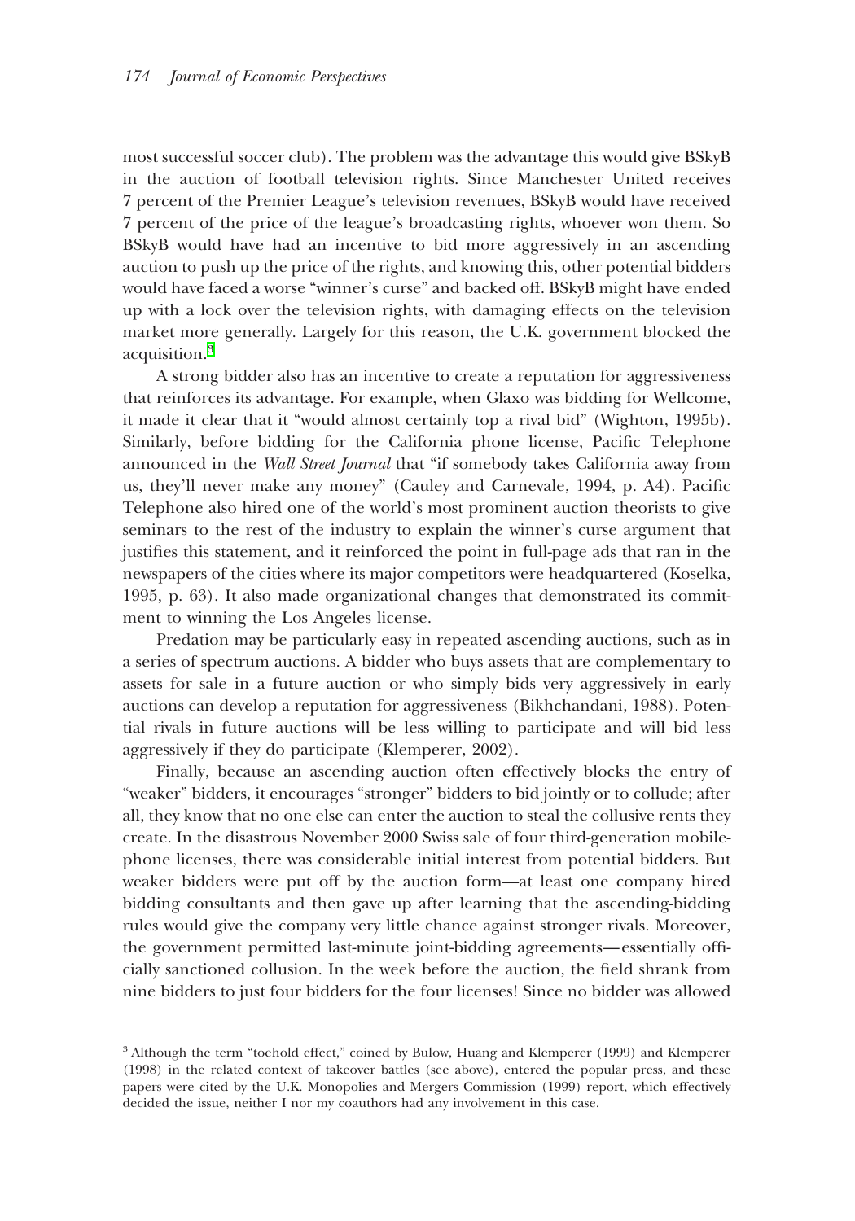most successful soccer club). The problem was the advantage this would give BSkyB in the auction of football television rights. Since Manchester United receives 7 percent of the Premier League's television revenues, BSkyB would have received 7 percent of the price of the league's broadcasting rights, whoever won them. So BSkyB would have had an incentive to bid more aggressively in an ascending auction to push up the price of the rights, and knowing this, other potential bidders would have faced a worse "winner's curse" and backed off. BSkyB might have ended up with a lock over the television rights, with damaging effects on the television market more generally. Largely for this reason, the U.K. government blocked the acquisition.[3]

A strong bidder also has an incentive to create a reputation for aggressiveness that reinforces its advantage. For example, when Glaxo was bidding for Wellcome, it made it clear that it "would almost certainly top a rival bid" (Wighton, 1995b). Similarly, before bidding for the California phone license, Pacific Telephone announced in the *Wall Street Journal* that "if somebody takes California away from us, they'll never make any money" (Cauley and Carnevale, 1994, p. A4). Pacific Telephone also hired one of the world's most prominent auction theorists to give seminars to the rest of the industry to explain the winner's curse argument that justifies this statement, and it reinforced the point in full-page ads that ran in the newspapers of the cities where its major competitors were headquartered (Koselka, 1995, p. 63). It also made organizational changes that demonstrated its commitment to winning the Los Angeles license.

Predation may be particularly easy in repeated ascending auctions, such as in a series of spectrum auctions. A bidder who buys assets that are complementary to assets for sale in a future auction or who simply bids very aggressively in early auctions can develop a reputation for aggressiveness (Bikhchandani, 1988). Potential rivals in future auctions will be less willing to participate and will bid less aggressively if they do participate (Klemperer, 2002).

Finally, because an ascending auction often effectively blocks the entry of "weaker" bidders, it encourages "stronger" bidders to bid jointly or to collude; after all, they know that no one else can enter the auction to steal the collusive rents they create. In the disastrous November 2000 Swiss sale of four third-generation mobile-phone licenses, there was considerable initial interest from potential bidders. But weaker bidders were put off by the auction form—at least one company hired bidding consultants and then gave up after learning that the ascending-bidding rules would give the company very little chance against stronger rivals. Moreover, the government permitted last-minute joint-bidding agreements—essentially officially sanctioned collusion. In the week before the auction, the field shrank from nine bidders to just four bidders for the four licenses! Since no bidder was allowed

[3] Although the term "toehold effect," coined by Bulow, Huang and Klemperer (1999) and Klemperer (1998) in the related context of takeover battles (see above), entered the popular press, and these papers were cited by the U.K. Monopolies and Mergers Commission (1999) report, which effectively decided the issue, neither I nor my coauthors had any involvement in this case.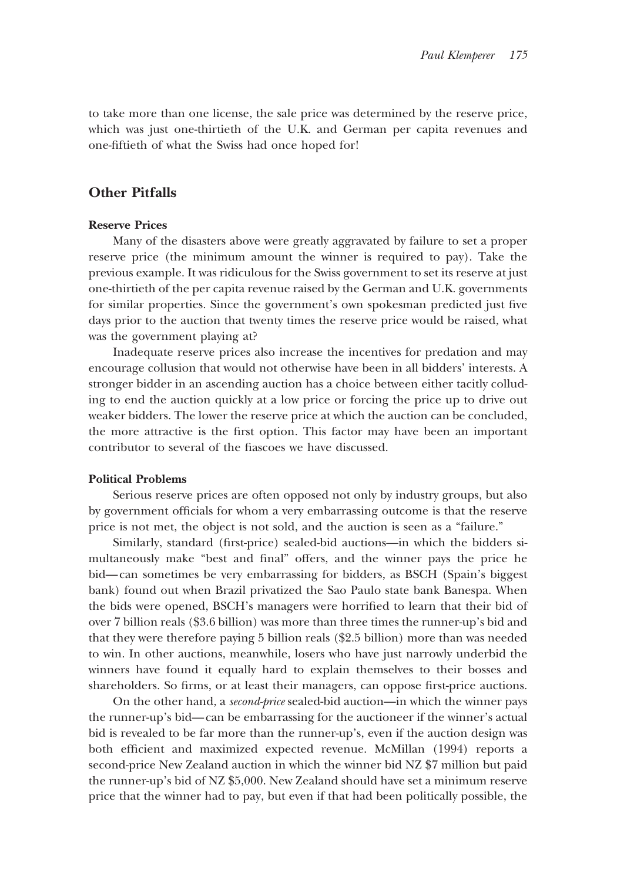to take more than one license, the sale price was determined by the reserve price, which was just one-thirtieth of the U.K. and German per capita revenues and one-fiftieth of what the Swiss had once hoped for!

## Other Pitfalls

### Reserve Prices

Many of the disasters above were greatly aggravated by failure to set a proper reserve price (the minimum amount the winner is required to pay). Take the previous example. It was ridiculous for the Swiss government to set its reserve at just one-thirtieth of the per capita revenue raised by the German and U.K. governments for similar properties. Since the government's own spokesman predicted just five days prior to the auction that twenty times the reserve price would be raised, what was the government playing at?

Inadequate reserve prices also increase the incentives for predation and may encourage collusion that would not otherwise have been in all bidders' interests. A stronger bidder in an ascending auction has a choice between either tacitly colluding to end the auction quickly at a low price or forcing the price up to drive out weaker bidders. The lower the reserve price at which the auction can be concluded, the more attractive is the first option. This factor may have been an important contributor to several of the fiascoes we have discussed.

### Political Problems

Serious reserve prices are often opposed not only by industry groups, but also by government officials for whom a very embarrassing outcome is that the reserve price is not met, the object is not sold, and the auction is seen as a "failure."

Similarly, standard (first-price) sealed-bid auctions—in which the bidders simultaneously make "best and final" offers, and the winner pays the price he bid—can sometimes be very embarrassing for bidders, as BSCH (Spain's biggest bank) found out when Brazil privatized the Sao Paulo state bank Banespa. When the bids were opened, BSCH's managers were horrified to learn that their bid of over 7 billion reals ($3.6 billion) was more than three times the runner-up's bid and that they were therefore paying 5 billion reals ($2.5 billion) more than was needed to win. In other auctions, meanwhile, losers who have just narrowly underbid the winners have found it equally hard to explain themselves to their bosses and shareholders. So firms, or at least their managers, can oppose first-price auctions.

On the other hand, a *second-price* sealed-bid auction—in which the winner pays the runner-up's bid—can be embarrassing for the auctioneer if the winner's actual bid is revealed to be far more than the runner-up's, even if the auction design was both efficient and maximized expected revenue. McMillan (1994) reports a second-price New Zealand auction in which the winner bid NZ $7 million but paid the runner-up's bid of NZ $5,000. New Zealand should have set a minimum reserve price that the winner had to pay, but even if that had been politically possible, the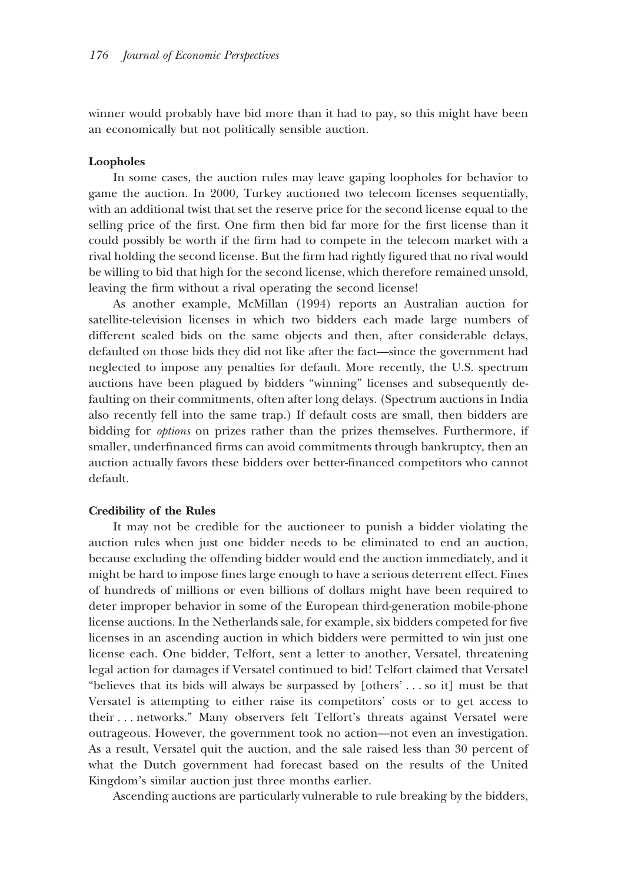winner would probably have bid more than it had to pay, so this might have been an economically but not politically sensible auction.

### Loopholes

In some cases, the auction rules may leave gaping loopholes for behavior to game the auction. In 2000, Turkey auctioned two telecom licenses sequentially, with an additional twist that set the reserve price for the second license equal to the selling price of the first. One firm then bid far more for the first license than it could possibly be worth if the firm had to compete in the telecom market with a rival holding the second license. But the firm had rightly figured that no rival would be willing to bid that high for the second license, which therefore remained unsold, leaving the firm without a rival operating the second license!

As another example, McMillan (1994) reports an Australian auction for satellite-television licenses in which two bidders each made large numbers of different sealed bids on the same objects and then, after considerable delays, defaulted on those bids they did not like after the fact—since the government had neglected to impose any penalties for default. More recently, the U.S. spectrum auctions have been plagued by bidders "winning" licenses and subsequently defaulting on their commitments, often after long delays. (Spectrum auctions in India also recently fell into the same trap.) If default costs are small, then bidders are bidding for *options* on prizes rather than the prizes themselves. Furthermore, if smaller, underfinanced firms can avoid commitments through bankruptcy, then an auction actually favors these bidders over better-financed competitors who cannot default.

### Credibility of the Rules

It may not be credible for the auctioneer to punish a bidder violating the auction rules when just one bidder needs to be eliminated to end an auction, because excluding the offending bidder would end the auction immediately, and it might be hard to impose fines large enough to have a serious deterrent effect. Fines of hundreds of millions or even billions of dollars might have been required to deter improper behavior in some of the European third-generation mobile-phone license auctions. In the Netherlands sale, for example, six bidders competed for five licenses in an ascending auction in which bidders were permitted to win just one license each. One bidder, Telfort, sent a letter to another, Versatel, threatening legal action for damages if Versatel continued to bid! Telfort claimed that Versatel "believes that its bids will always be surpassed by [others' . . . so it] must be that Versatel is attempting to either raise its competitors' costs or to get access to their . . . networks." Many observers felt Telfort's threats against Versatel were outrageous. However, the government took no action—not even an investigation. As a result, Versatel quit the auction, and the sale raised less than 30 percent of what the Dutch government had forecast based on the results of the United Kingdom's similar auction just three months earlier.

Ascending auctions are particularly vulnerable to rule breaking by the bidders,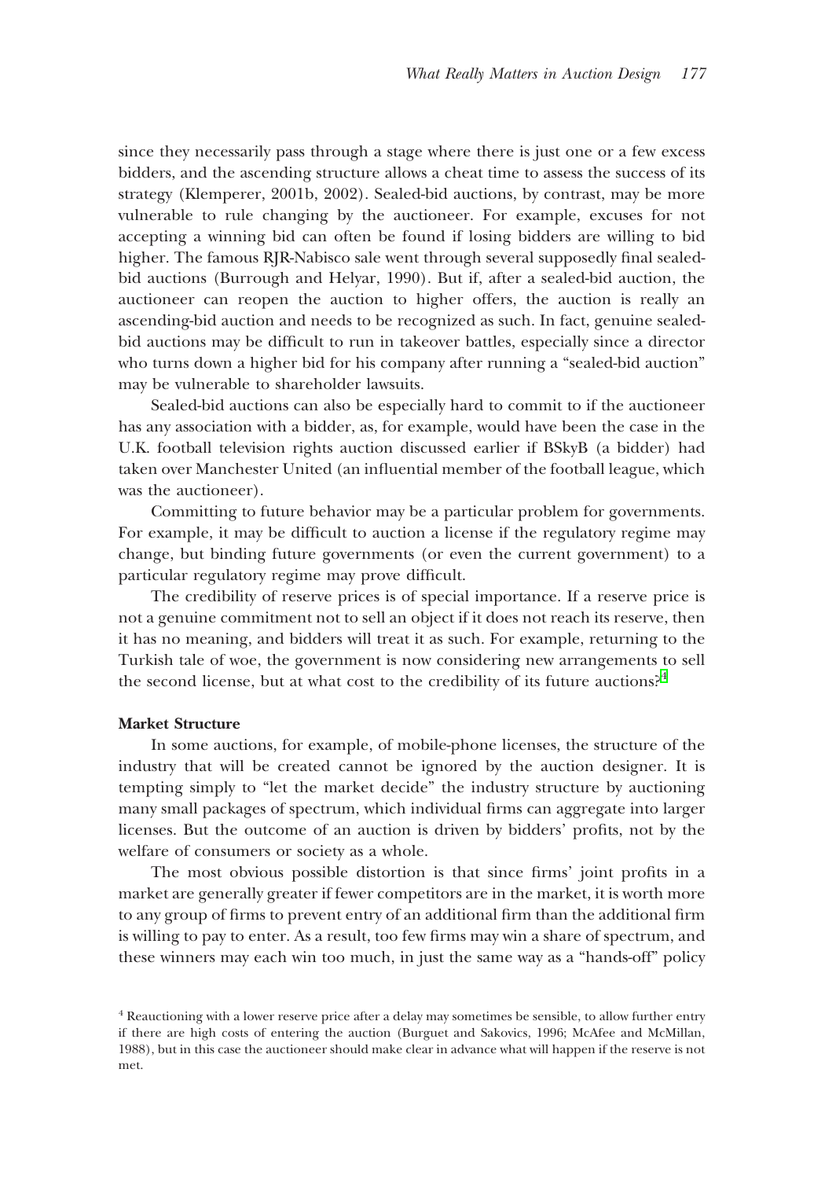since they necessarily pass through a stage where there is just one or a few excess bidders, and the ascending structure allows a cheat time to assess the success of its strategy (Klemperer, 2001b, 2002). Sealed-bid auctions, by contrast, may be more vulnerable to rule changing by the auctioneer. For example, excuses for not accepting a winning bid can often be found if losing bidders are willing to bid higher. The famous RJR-Nabisco sale went through several supposedly final sealed-bid auctions (Burrough and Helyar, 1990). But if, after a sealed-bid auction, the auctioneer can reopen the auction to higher offers, the auction is really an ascending-bid auction and needs to be recognized as such. In fact, genuine sealed-bid auctions may be difficult to run in takeover battles, especially since a director who turns down a higher bid for his company after running a "sealed-bid auction" may be vulnerable to shareholder lawsuits.

Sealed-bid auctions can also be especially hard to commit to if the auctioneer has any association with a bidder, as, for example, would have been the case in the U.K. football television rights auction discussed earlier if BSkyB (a bidder) had taken over Manchester United (an influential member of the football league, which was the auctioneer).

Committing to future behavior may be a particular problem for governments. For example, it may be difficult to auction a license if the regulatory regime may change, but binding future governments (or even the current government) to a particular regulatory regime may prove difficult.

The credibility of reserve prices is of special importance. If a reserve price is not a genuine commitment not to sell an object if it does not reach its reserve, then it has no meaning, and bidders will treat it as such. For example, returning to the Turkish tale of woe, the government is now considering new arrangements to sell the second license, but at what cost to the credibility of its future auctions?[4]

**Market Structure**

In some auctions, for example, of mobile-phone licenses, the structure of the industry that will be created cannot be ignored by the auction designer. It is tempting simply to "let the market decide" the industry structure by auctioning many small packages of spectrum, which individual firms can aggregate into larger licenses. But the outcome of an auction is driven by bidders' profits, not by the welfare of consumers or society as a whole.

The most obvious possible distortion is that since firms' joint profits in a market are generally greater if fewer competitors are in the market, it is worth more to any group of firms to prevent entry of an additional firm than the additional firm is willing to pay to enter. As a result, too few firms may win a share of spectrum, and these winners may each win too much, in just the same way as a "hands-off" policy

[4] Reauctioning with a lower reserve price after a delay may sometimes be sensible, to allow further entry if there are high costs of entering the auction (Burguet and Sakovics, 1996; McAfee and McMillan, 1988), but in this case the auctioneer should make clear in advance what will happen if the reserve is not met.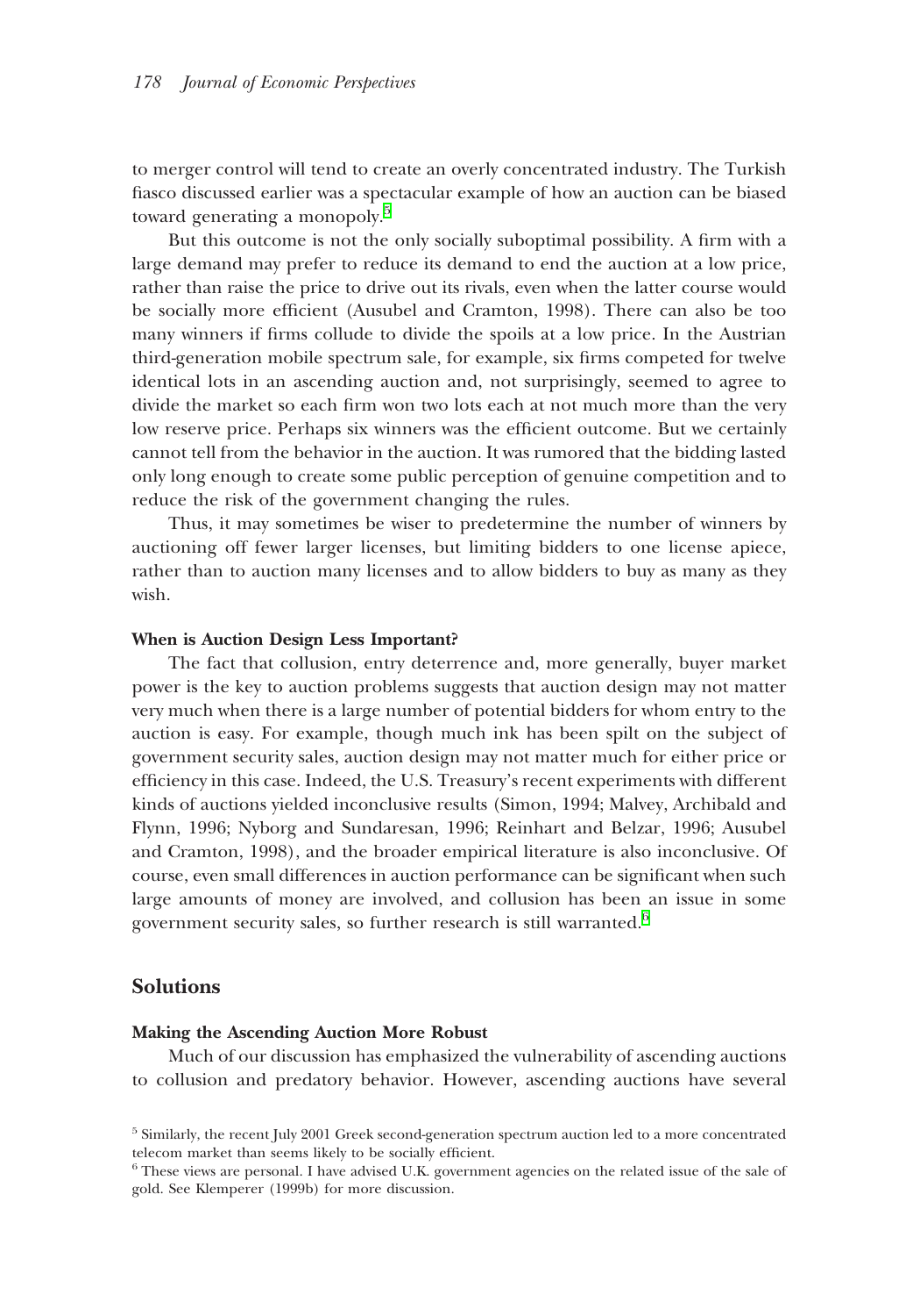to merger control will tend to create an overly concentrated industry. The Turkish fiasco discussed earlier was a spectacular example of how an auction can be biased toward generating a monopoly.[5]

But this outcome is not the only socially suboptimal possibility. A firm with a large demand may prefer to reduce its demand to end the auction at a low price, rather than raise the price to drive out its rivals, even when the latter course would be socially more efficient (Ausubel and Cramton, 1998). There can also be too many winners if firms collude to divide the spoils at a low price. In the Austrian third-generation mobile spectrum sale, for example, six firms competed for twelve identical lots in an ascending auction and, not surprisingly, seemed to agree to divide the market so each firm won two lots each at not much more than the very low reserve price. Perhaps six winners was the efficient outcome. But we certainly cannot tell from the behavior in the auction. It was rumored that the bidding lasted only long enough to create some public perception of genuine competition and to reduce the risk of the government changing the rules.

Thus, it may sometimes be wiser to predetermine the number of winners by auctioning off fewer larger licenses, but limiting bidders to one license apiece, rather than to auction many licenses and to allow bidders to buy as many as they wish.

### When is Auction Design Less Important?

The fact that collusion, entry deterrence and, more generally, buyer market power is the key to auction problems suggests that auction design may not matter very much when there is a large number of potential bidders for whom entry to the auction is easy. For example, though much ink has been spilt on the subject of government security sales, auction design may not matter much for either price or efficiency in this case. Indeed, the U.S. Treasury's recent experiments with different kinds of auctions yielded inconclusive results (Simon, 1994; Malvey, Archibald and Flynn, 1996; Nyborg and Sundaresan, 1996; Reinhart and Belzar, 1996; Ausubel and Cramton, 1998), and the broader empirical literature is also inconclusive. Of course, even small differences in auction performance can be significant when such large amounts of money are involved, and collusion has been an issue in some government security sales, so further research is still warranted.[6]

## Solutions

### Making the Ascending Auction More Robust

Much of our discussion has emphasized the vulnerability of ascending auctions to collusion and predatory behavior. However, ascending auctions have several

[5] Similarly, the recent July 2001 Greek second-generation spectrum auction led to a more concentrated telecom market than seems likely to be socially efficient.

[6] These views are personal. I have advised U.K. government agencies on the related issue of the sale of gold. See Klemperer (1999b) for more discussion.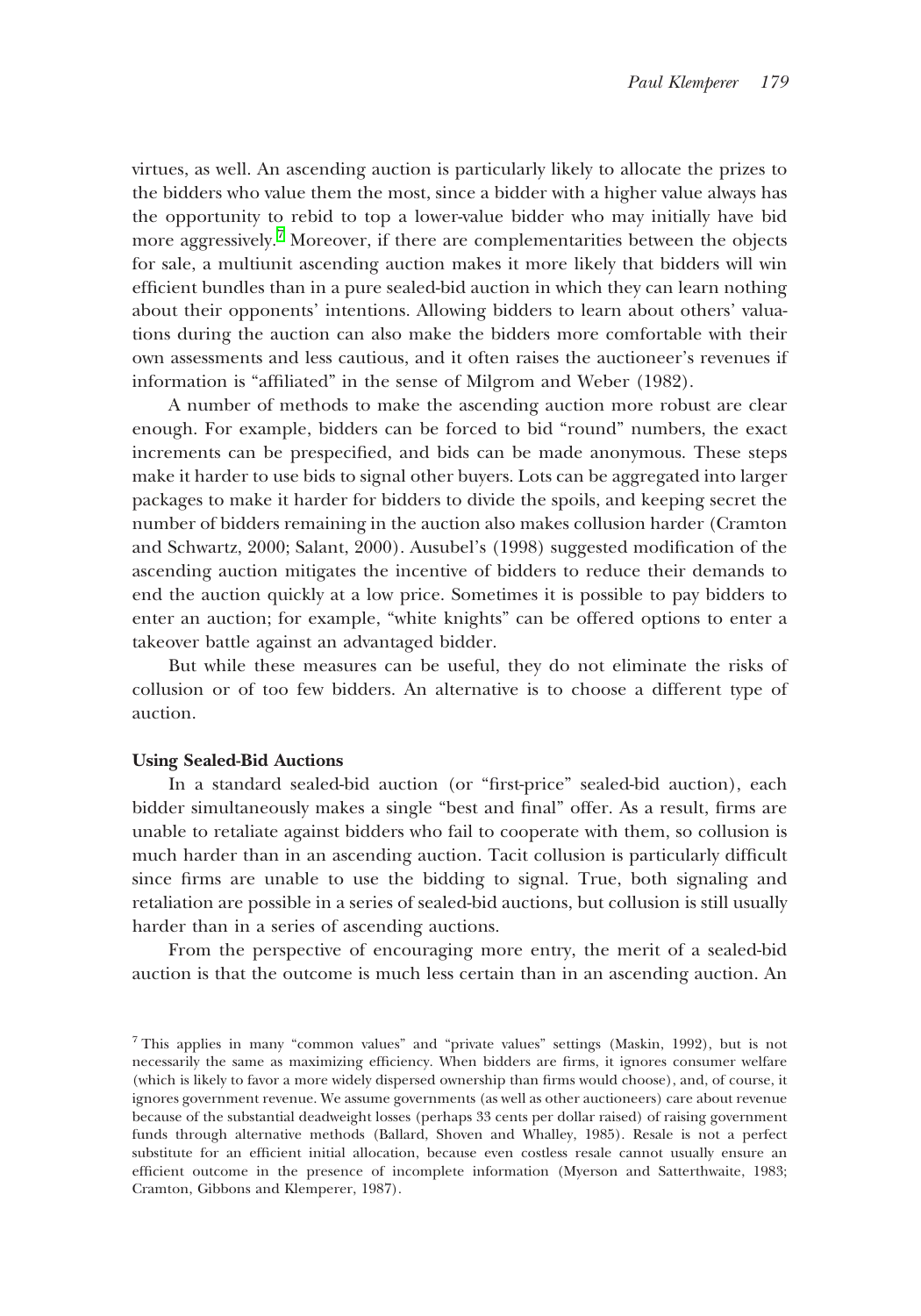virtues, as well. An ascending auction is particularly likely to allocate the prizes to the bidders who value them the most, since a bidder with a higher value always has the opportunity to rebid to top a lower-value bidder who may initially have bid more aggressively.[7] Moreover, if there are complementarities between the objects for sale, a multiunit ascending auction makes it more likely that bidders will win efficient bundles than in a pure sealed-bid auction in which they can learn nothing about their opponents' intentions. Allowing bidders to learn about others' valuations during the auction can also make the bidders more comfortable with their own assessments and less cautious, and it often raises the auctioneer's revenues if information is "affiliated" in the sense of Milgrom and Weber (1982).

A number of methods to make the ascending auction more robust are clear enough. For example, bidders can be forced to bid "round" numbers, the exact increments can be prespecified, and bids can be made anonymous. These steps make it harder to use bids to signal other buyers. Lots can be aggregated into larger packages to make it harder for bidders to divide the spoils, and keeping secret the number of bidders remaining in the auction also makes collusion harder (Cramton and Schwartz, 2000; Salant, 2000). Ausubel's (1998) suggested modification of the ascending auction mitigates the incentive of bidders to reduce their demands to end the auction quickly at a low price. Sometimes it is possible to pay bidders to enter an auction; for example, "white knights" can be offered options to enter a takeover battle against an advantaged bidder.

But while these measures can be useful, they do not eliminate the risks of collusion or of too few bidders. An alternative is to choose a different type of auction.

### Using Sealed-Bid Auctions

In a standard sealed-bid auction (or "first-price" sealed-bid auction), each bidder simultaneously makes a single "best and final" offer. As a result, firms are unable to retaliate against bidders who fail to cooperate with them, so collusion is much harder than in an ascending auction. Tacit collusion is particularly difficult since firms are unable to use the bidding to signal. True, both signaling and retaliation are possible in a series of sealed-bid auctions, but collusion is still usually harder than in a series of ascending auctions.

From the perspective of encouraging more entry, the merit of a sealed-bid auction is that the outcome is much less certain than in an ascending auction. An

[7] This applies in many "common values" and "private values" settings (Maskin, 1992), but is not necessarily the same as maximizing efficiency. When bidders are firms, it ignores consumer welfare (which is likely to favor a more widely dispersed ownership than firms would choose), and, of course, it ignores government revenue. We assume governments (as well as other auctioneers) care about revenue because of the substantial deadweight losses (perhaps 33 cents per dollar raised) of raising government funds through alternative methods (Ballard, Shoven and Whalley, 1985). Resale is not a perfect substitute for an efficient initial allocation, because even costless resale cannot usually ensure an efficient outcome in the presence of incomplete information (Myerson and Satterthwaite, 1983; Cramton, Gibbons and Klemperer, 1987).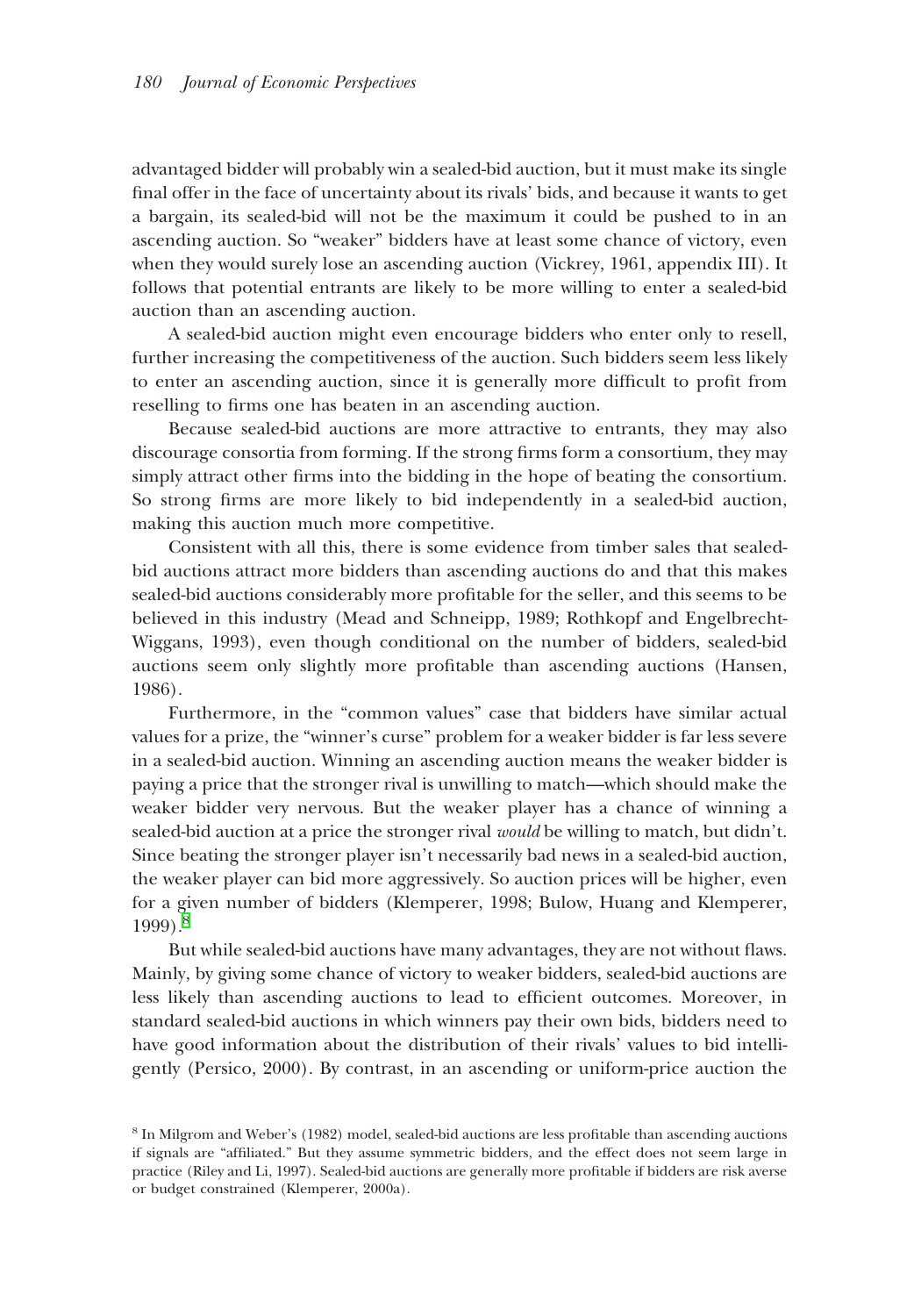advantaged bidder will probably win a sealed-bid auction, but it must make its single final offer in the face of uncertainty about its rivals' bids, and because it wants to get a bargain, its sealed-bid will not be the maximum it could be pushed to in an ascending auction. So "weaker" bidders have at least some chance of victory, even when they would surely lose an ascending auction (Vickrey, 1961, appendix III). It follows that potential entrants are likely to be more willing to enter a sealed-bid auction than an ascending auction.

A sealed-bid auction might even encourage bidders who enter only to resell, further increasing the competitiveness of the auction. Such bidders seem less likely to enter an ascending auction, since it is generally more difficult to profit from reselling to firms one has beaten in an ascending auction.

Because sealed-bid auctions are more attractive to entrants, they may also discourage consortia from forming. If the strong firms form a consortium, they may simply attract other firms into the bidding in the hope of beating the consortium. So strong firms are more likely to bid independently in a sealed-bid auction, making this auction much more competitive.

Consistent with all this, there is some evidence from timber sales that sealed-bid auctions attract more bidders than ascending auctions do and that this makes sealed-bid auctions considerably more profitable for the seller, and this seems to be believed in this industry (Mead and Schneipp, 1989; Rothkopf and Engelbrecht-Wiggans, 1993), even though conditional on the number of bidders, sealed-bid auctions seem only slightly more profitable than ascending auctions (Hansen, 1986).

Furthermore, in the "common values" case that bidders have similar actual values for a prize, the "winner's curse" problem for a weaker bidder is far less severe in a sealed-bid auction. Winning an ascending auction means the weaker bidder is paying a price that the stronger rival is unwilling to match—which should make the weaker bidder very nervous. But the weaker player has a chance of winning a sealed-bid auction at a price the stronger rival *would* be willing to match, but didn't. Since beating the stronger player isn't necessarily bad news in a sealed-bid auction, the weaker player can bid more aggressively. So auction prices will be higher, even for a given number of bidders (Klemperer, 1998; Bulow, Huang and Klemperer, 1999).[8]

But while sealed-bid auctions have many advantages, they are not without flaws. Mainly, by giving some chance of victory to weaker bidders, sealed-bid auctions are less likely than ascending auctions to lead to efficient outcomes. Moreover, in standard sealed-bid auctions in which winners pay their own bids, bidders need to have good information about the distribution of their rivals' values to bid intelligently (Persico, 2000). By contrast, in an ascending or uniform-price auction the

[8] In Milgrom and Weber's (1982) model, sealed-bid auctions are less profitable than ascending auctions if signals are "affiliated." But they assume symmetric bidders, and the effect does not seem large in practice (Riley and Li, 1997). Sealed-bid auctions are generally more profitable if bidders are risk averse or budget constrained (Klemperer, 2000a).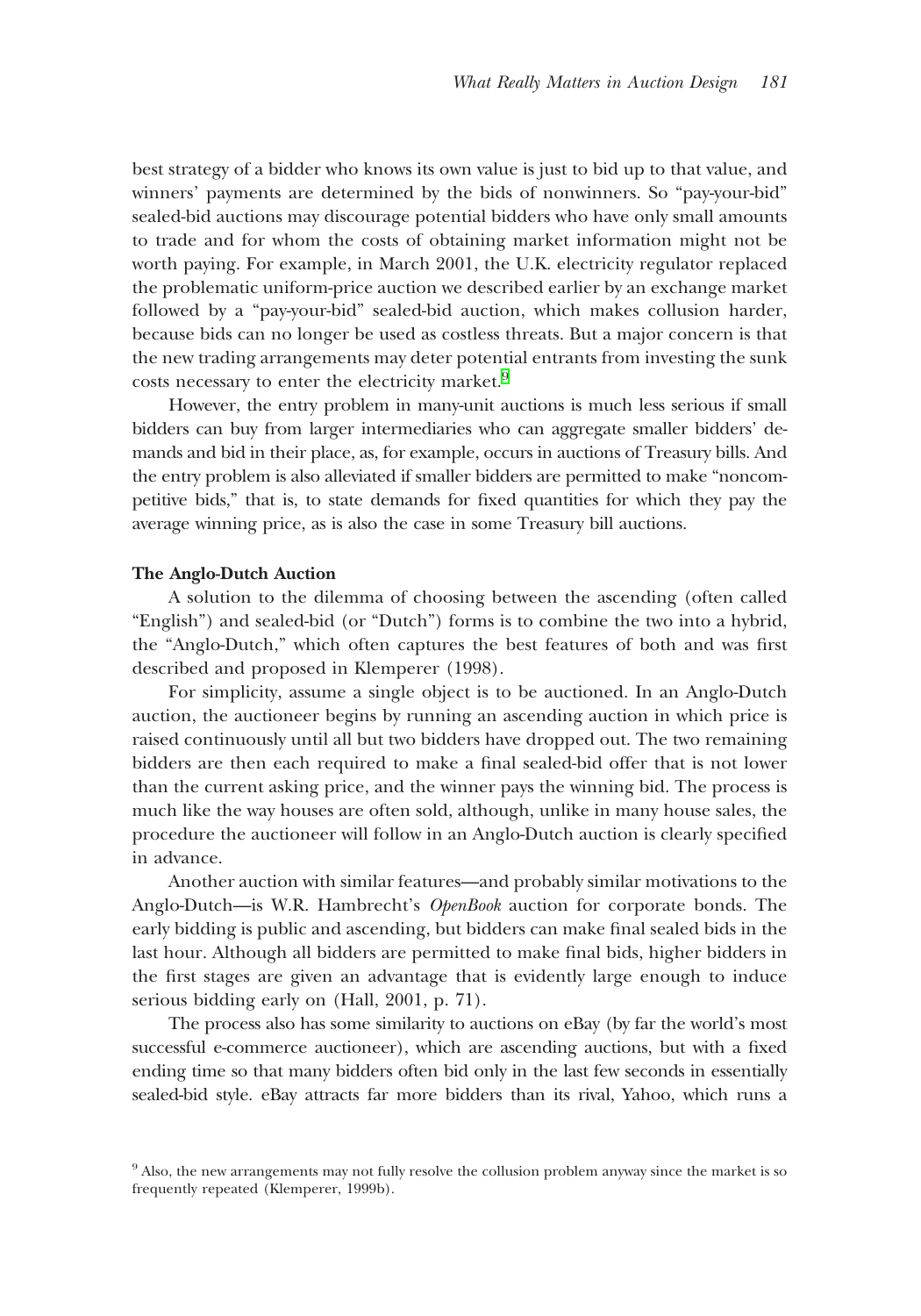best strategy of a bidder who knows its own value is just to bid up to that value, and winners' payments are determined by the bids of nonwinners. So "pay-your-bid" sealed-bid auctions may discourage potential bidders who have only small amounts to trade and for whom the costs of obtaining market information might not be worth paying. For example, in March 2001, the U.K. electricity regulator replaced the problematic uniform-price auction we described earlier by an exchange market followed by a "pay-your-bid" sealed-bid auction, which makes collusion harder, because bids can no longer be used as costless threats. But a major concern is that the new trading arrangements may deter potential entrants from investing the sunk costs necessary to enter the electricity market.[9]

However, the entry problem in many-unit auctions is much less serious if small bidders can buy from larger intermediaries who can aggregate smaller bidders' demands and bid in their place, as, for example, occurs in auctions of Treasury bills. And the entry problem is also alleviated if smaller bidders are permitted to make "noncompetitive bids," that is, to state demands for fixed quantities for which they pay the average winning price, as is also the case in some Treasury bill auctions.

**The Anglo-Dutch Auction**

A solution to the dilemma of choosing between the ascending (often called "English") and sealed-bid (or "Dutch") forms is to combine the two into a hybrid, the "Anglo-Dutch," which often captures the best features of both and was first described and proposed in Klemperer (1998).

For simplicity, assume a single object is to be auctioned. In an Anglo-Dutch auction, the auctioneer begins by running an ascending auction in which price is raised continuously until all but two bidders have dropped out. The two remaining bidders are then each required to make a final sealed-bid offer that is not lower than the current asking price, and the winner pays the winning bid. The process is much like the way houses are often sold, although, unlike in many house sales, the procedure the auctioneer will follow in an Anglo-Dutch auction is clearly specified in advance.

Another auction with similar features—and probably similar motivations to the Anglo-Dutch—is W.R. Hambrecht's *OpenBook* auction for corporate bonds. The early bidding is public and ascending, but bidders can make final sealed bids in the last hour. Although all bidders are permitted to make final bids, higher bidders in the first stages are given an advantage that is evidently large enough to induce serious bidding early on (Hall, 2001, p. 71).

The process also has some similarity to auctions on eBay (by far the world's most successful e-commerce auctioneer), which are ascending auctions, but with a fixed ending time so that many bidders often bid only in the last few seconds in essentially sealed-bid style. eBay attracts far more bidders than its rival, Yahoo, which runs a

[9] Also, the new arrangements may not fully resolve the collusion problem anyway since the market is so frequently repeated (Klemperer, 1999b).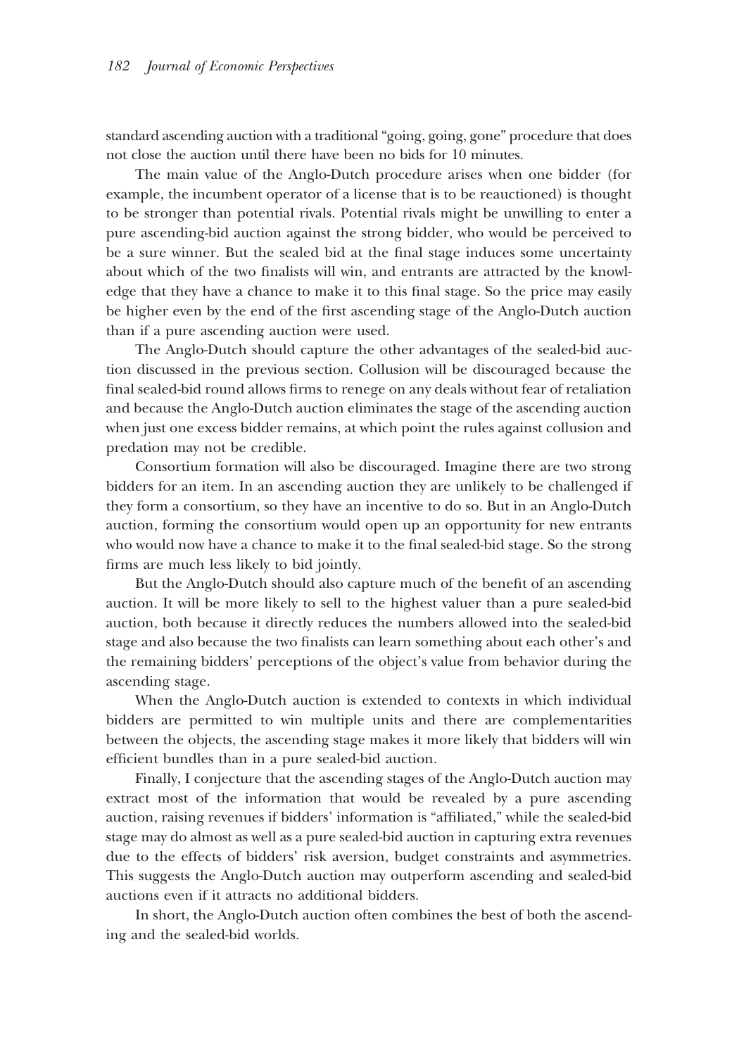standard ascending auction with a traditional "going, going, gone" procedure that does not close the auction until there have been no bids for 10 minutes.

The main value of the Anglo-Dutch procedure arises when one bidder (for example, the incumbent operator of a license that is to be reauctioned) is thought to be stronger than potential rivals. Potential rivals might be unwilling to enter a pure ascending-bid auction against the strong bidder, who would be perceived to be a sure winner. But the sealed bid at the final stage induces some uncertainty about which of the two finalists will win, and entrants are attracted by the knowledge that they have a chance to make it to this final stage. So the price may easily be higher even by the end of the first ascending stage of the Anglo-Dutch auction than if a pure ascending auction were used.

The Anglo-Dutch should capture the other advantages of the sealed-bid auction discussed in the previous section. Collusion will be discouraged because the final sealed-bid round allows firms to renege on any deals without fear of retaliation and because the Anglo-Dutch auction eliminates the stage of the ascending auction when just one excess bidder remains, at which point the rules against collusion and predation may not be credible.

Consortium formation will also be discouraged. Imagine there are two strong bidders for an item. In an ascending auction they are unlikely to be challenged if they form a consortium, so they have an incentive to do so. But in an Anglo-Dutch auction, forming the consortium would open up an opportunity for new entrants who would now have a chance to make it to the final sealed-bid stage. So the strong firms are much less likely to bid jointly.

But the Anglo-Dutch should also capture much of the benefit of an ascending auction. It will be more likely to sell to the highest valuer than a pure sealed-bid auction, both because it directly reduces the numbers allowed into the sealed-bid stage and also because the two finalists can learn something about each other's and the remaining bidders' perceptions of the object's value from behavior during the ascending stage.

When the Anglo-Dutch auction is extended to contexts in which individual bidders are permitted to win multiple units and there are complementarities between the objects, the ascending stage makes it more likely that bidders will win efficient bundles than in a pure sealed-bid auction.

Finally, I conjecture that the ascending stages of the Anglo-Dutch auction may extract most of the information that would be revealed by a pure ascending auction, raising revenues if bidders' information is "affiliated," while the sealed-bid stage may do almost as well as a pure sealed-bid auction in capturing extra revenues due to the effects of bidders' risk aversion, budget constraints and asymmetries. This suggests the Anglo-Dutch auction may outperform ascending and sealed-bid auctions even if it attracts no additional bidders.

In short, the Anglo-Dutch auction often combines the best of both the ascending and the sealed-bid worlds.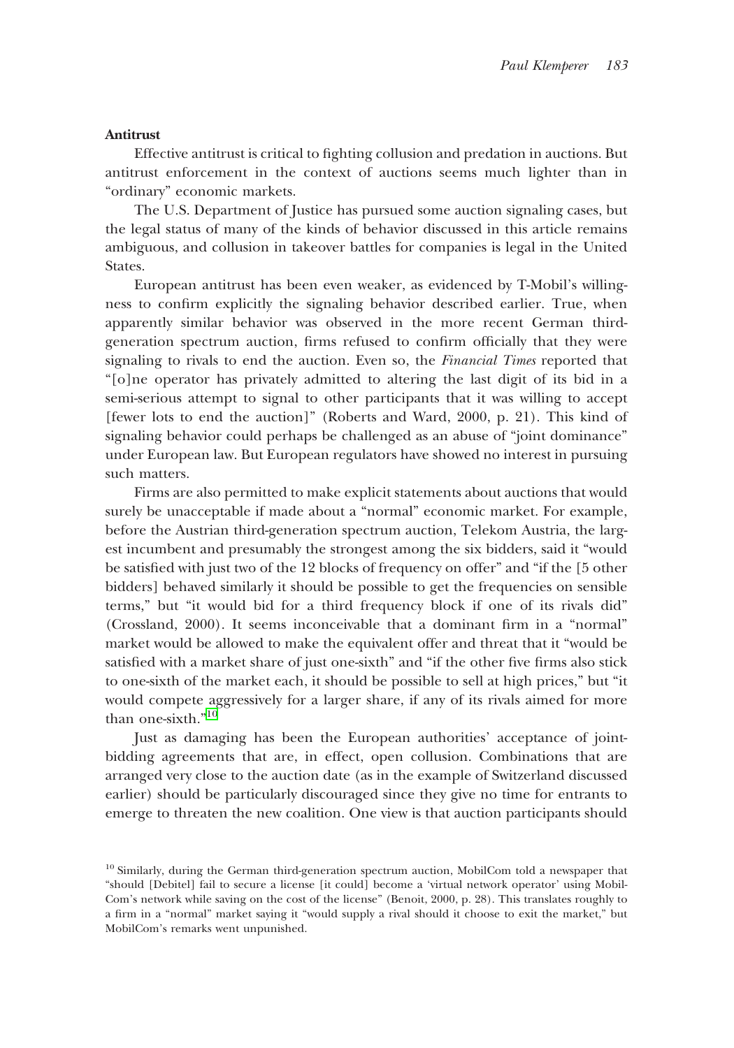### Antitrust

Effective antitrust is critical to fighting collusion and predation in auctions. But antitrust enforcement in the context of auctions seems much lighter than in "ordinary" economic markets.

The U.S. Department of Justice has pursued some auction signaling cases, but the legal status of many of the kinds of behavior discussed in this article remains ambiguous, and collusion in takeover battles for companies is legal in the United States.

European antitrust has been even weaker, as evidenced by T-Mobil's willingness to confirm explicitly the signaling behavior described earlier. True, when apparently similar behavior was observed in the more recent German third-generation spectrum auction, firms refused to confirm officially that they were signaling to rivals to end the auction. Even so, the *Financial Times* reported that "[o]ne operator has privately admitted to altering the last digit of its bid in a semi-serious attempt to signal to other participants that it was willing to accept [fewer lots to end the auction]" (Roberts and Ward, 2000, p. 21). This kind of signaling behavior could perhaps be challenged as an abuse of "joint dominance" under European law. But European regulators have showed no interest in pursuing such matters.

Firms are also permitted to make explicit statements about auctions that would surely be unacceptable if made about a "normal" economic market. For example, before the Austrian third-generation spectrum auction, Telekom Austria, the largest incumbent and presumably the strongest among the six bidders, said it "would be satisfied with just two of the 12 blocks of frequency on offer" and "if the [5 other bidders] behaved similarly it should be possible to get the frequencies on sensible terms," but "it would bid for a third frequency block if one of its rivals did" (Crossland, 2000). It seems inconceivable that a dominant firm in a "normal" market would be allowed to make the equivalent offer and threat that it "would be satisfied with a market share of just one-sixth" and "if the other five firms also stick to one-sixth of the market each, it should be possible to sell at high prices," but "it would compete aggressively for a larger share, if any of its rivals aimed for more than one-sixth."[10]

Just as damaging has been the European authorities' acceptance of joint-bidding agreements that are, in effect, open collusion. Combinations that are arranged very close to the auction date (as in the example of Switzerland discussed earlier) should be particularly discouraged since they give no time for entrants to emerge to threaten the new coalition. One view is that auction participants should

[10] Similarly, during the German third-generation spectrum auction, MobilCom told a newspaper that "should [Debitel] fail to secure a license [it could] become a 'virtual network operator' using MobilCom's network while saving on the cost of the license" (Benoit, 2000, p. 28). This translates roughly to a firm in a "normal" market saying it "would supply a rival should it choose to exit the market," but MobilCom's remarks went unpunished.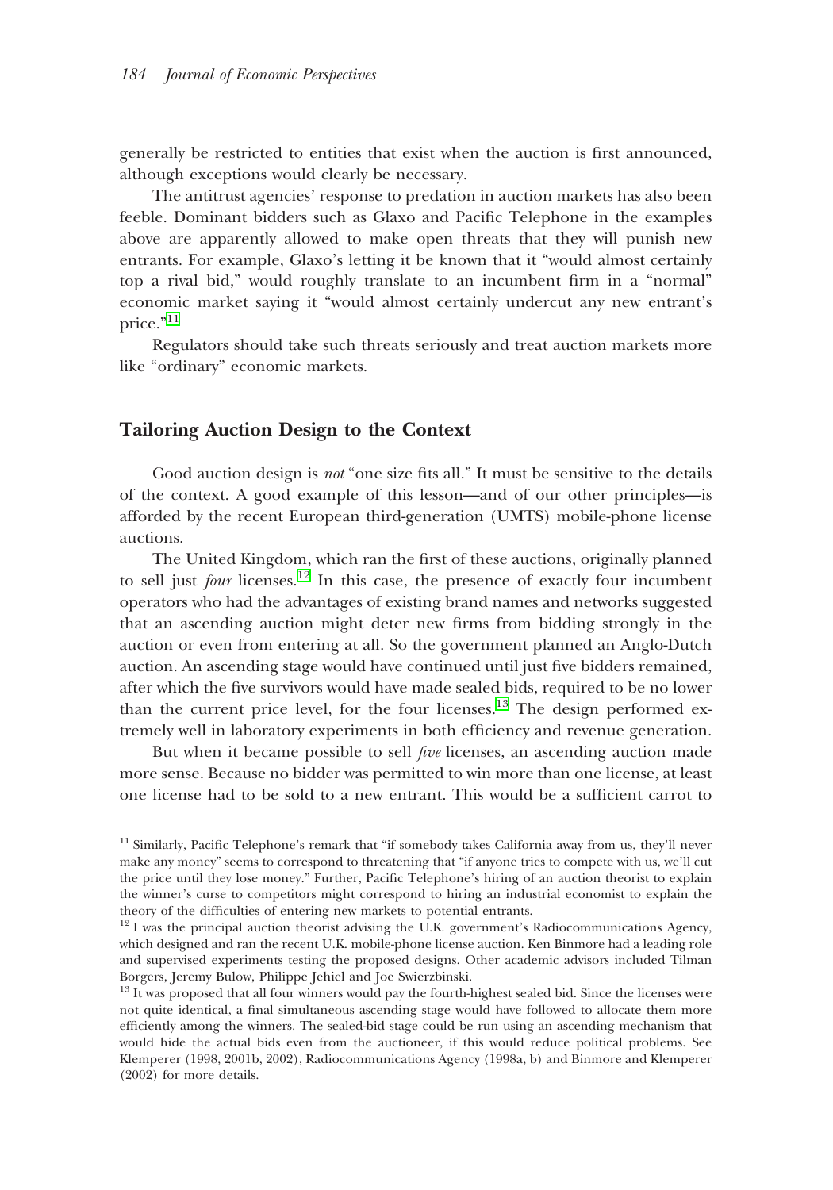generally be restricted to entities that exist when the auction is first announced, although exceptions would clearly be necessary.

The antitrust agencies' response to predation in auction markets has also been feeble. Dominant bidders such as Glaxo and Pacific Telephone in the examples above are apparently allowed to make open threats that they will punish new entrants. For example, Glaxo's letting it be known that it "would almost certainly top a rival bid," would roughly translate to an incumbent firm in a "normal" economic market saying it "would almost certainly undercut any new entrant's price."[11]

Regulators should take such threats seriously and treat auction markets more like "ordinary" economic markets.

## Tailoring Auction Design to the Context

Good auction design is *not* "one size fits all." It must be sensitive to the details of the context. A good example of this lesson—and of our other principles—is afforded by the recent European third-generation (UMTS) mobile-phone license auctions.

The United Kingdom, which ran the first of these auctions, originally planned to sell just *four* licenses.[12] In this case, the presence of exactly four incumbent operators who had the advantages of existing brand names and networks suggested that an ascending auction might deter new firms from bidding strongly in the auction or even from entering at all. So the government planned an Anglo-Dutch auction. An ascending stage would have continued until just five bidders remained, after which the five survivors would have made sealed bids, required to be no lower than the current price level, for the four licenses.[13] The design performed extremely well in laboratory experiments in both efficiency and revenue generation.

But when it became possible to sell *five* licenses, an ascending auction made more sense. Because no bidder was permitted to win more than one license, at least one license had to be sold to a new entrant. This would be a sufficient carrot to

---

[11] Similarly, Pacific Telephone's remark that "if somebody takes California away from us, they'll never make any money" seems to correspond to threatening that "if anyone tries to compete with us, we'll cut the price until they lose money." Further, Pacific Telephone's hiring of an auction theorist to explain the winner's curse to competitors might correspond to hiring an industrial economist to explain the theory of the difficulties of entering new markets to potential entrants.

[12] I was the principal auction theorist advising the U.K. government's Radiocommunications Agency, which designed and ran the recent U.K. mobile-phone license auction. Ken Binmore had a leading role and supervised experiments testing the proposed designs. Other academic advisors included Tilman Borgers, Jeremy Bulow, Philippe Jehiel and Joe Swierzbinski.

[13] It was proposed that all four winners would pay the fourth-highest sealed bid. Since the licenses were not quite identical, a final simultaneous ascending stage would have followed to allocate them more efficiently among the winners. The sealed-bid stage could be run using an ascending mechanism that would hide the actual bids even from the auctioneer, if this would reduce political problems. See Klemperer (1998, 2001b, 2002), Radiocommunications Agency (1998a, b) and Binmore and Klemperer (2002) for more details.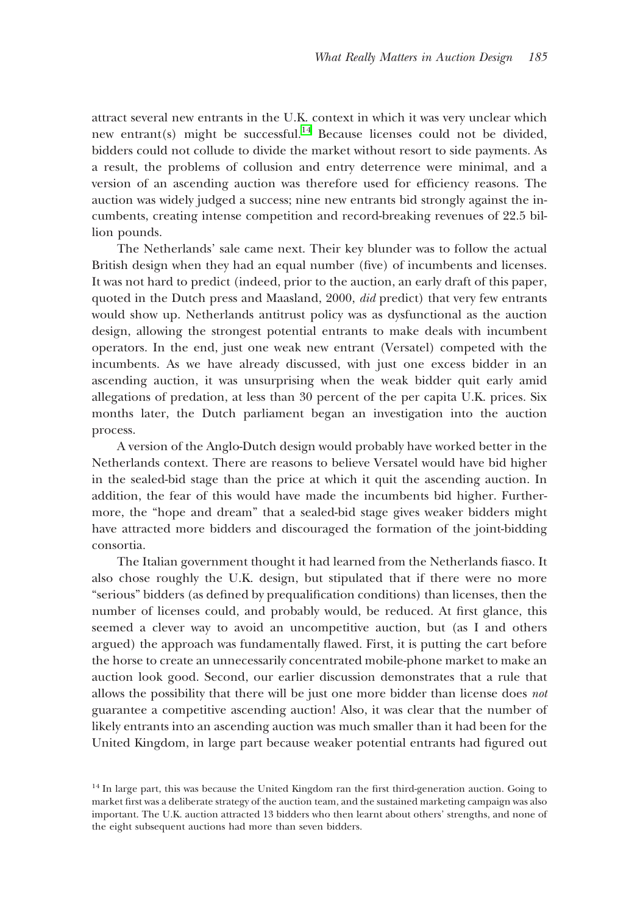attract several new entrants in the U.K. context in which it was very unclear which new entrant(s) might be successful.[14] Because licenses could not be divided, bidders could not collude to divide the market without resort to side payments. As a result, the problems of collusion and entry deterrence were minimal, and a version of an ascending auction was therefore used for efficiency reasons. The auction was widely judged a success; nine new entrants bid strongly against the incumbents, creating intense competition and record-breaking revenues of 22.5 billion pounds.

The Netherlands' sale came next. Their key blunder was to follow the actual British design when they had an equal number (five) of incumbents and licenses. It was not hard to predict (indeed, prior to the auction, an early draft of this paper, quoted in the Dutch press and Maasland, 2000, *did* predict) that very few entrants would show up. Netherlands antitrust policy was as dysfunctional as the auction design, allowing the strongest potential entrants to make deals with incumbent operators. In the end, just one weak new entrant (Versatel) competed with the incumbents. As we have already discussed, with just one excess bidder in an ascending auction, it was unsurprising when the weak bidder quit early amid allegations of predation, at less than 30 percent of the per capita U.K. prices. Six months later, the Dutch parliament began an investigation into the auction process.

A version of the Anglo-Dutch design would probably have worked better in the Netherlands context. There are reasons to believe Versatel would have bid higher in the sealed-bid stage than the price at which it quit the ascending auction. In addition, the fear of this would have made the incumbents bid higher. Furthermore, the "hope and dream" that a sealed-bid stage gives weaker bidders might have attracted more bidders and discouraged the formation of the joint-bidding consortia.

The Italian government thought it had learned from the Netherlands fiasco. It also chose roughly the U.K. design, but stipulated that if there were no more "serious" bidders (as defined by prequalification conditions) than licenses, then the number of licenses could, and probably would, be reduced. At first glance, this seemed a clever way to avoid an uncompetitive auction, but (as I and others argued) the approach was fundamentally flawed. First, it is putting the cart before the horse to create an unnecessarily concentrated mobile-phone market to make an auction look good. Second, our earlier discussion demonstrates that a rule that allows the possibility that there will be just one more bidder than license does *not* guarantee a competitive ascending auction! Also, it was clear that the number of likely entrants into an ascending auction was much smaller than it had been for the United Kingdom, in large part because weaker potential entrants had figured out

[14] In large part, this was because the United Kingdom ran the first third-generation auction. Going to market first was a deliberate strategy of the auction team, and the sustained marketing campaign was also important. The U.K. auction attracted 13 bidders who then learnt about others' strengths, and none of the eight subsequent auctions had more than seven bidders.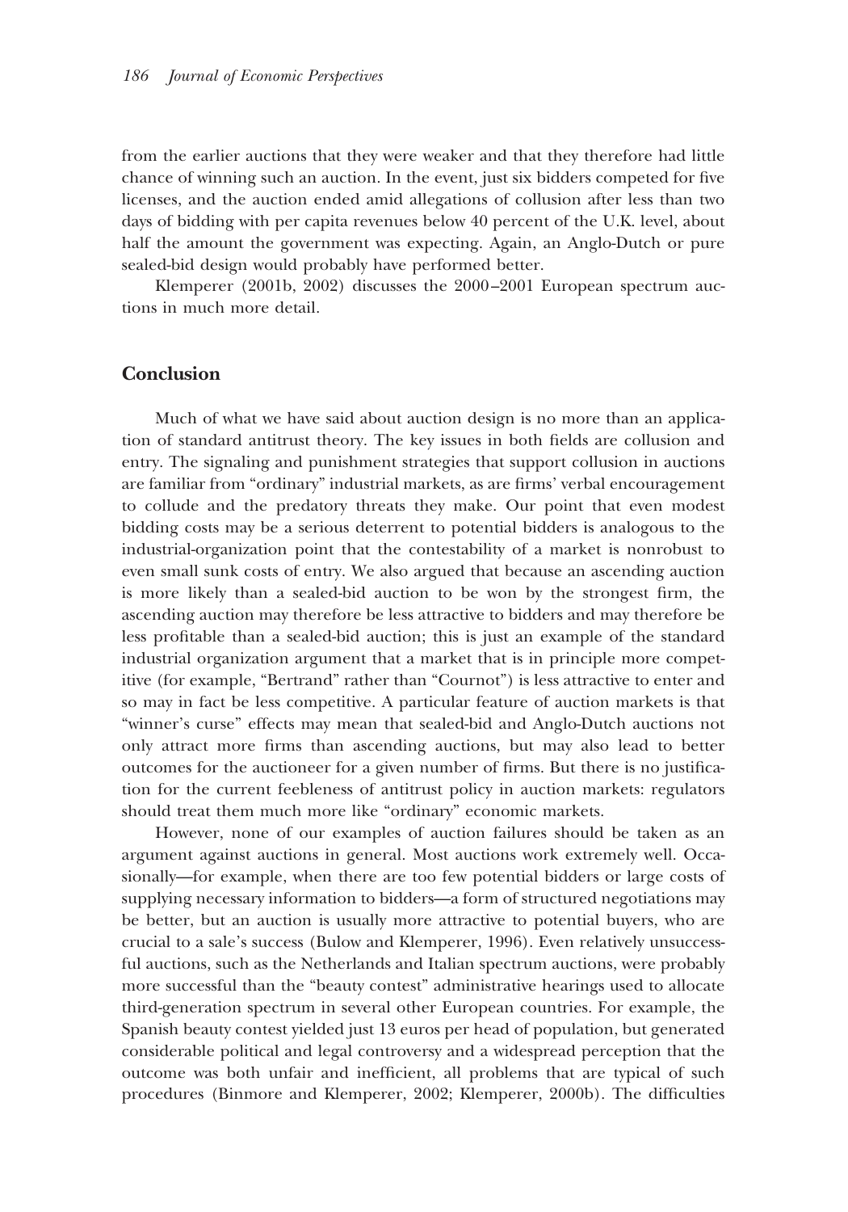from the earlier auctions that they were weaker and that they therefore had little chance of winning such an auction. In the event, just six bidders competed for five licenses, and the auction ended amid allegations of collusion after less than two days of bidding with per capita revenues below 40 percent of the U.K. level, about half the amount the government was expecting. Again, an Anglo-Dutch or pure sealed-bid design would probably have performed better.

Klemperer (2001b, 2002) discusses the 2000–2001 European spectrum auctions in much more detail.

## Conclusion

Much of what we have said about auction design is no more than an application of standard antitrust theory. The key issues in both fields are collusion and entry. The signaling and punishment strategies that support collusion in auctions are familiar from "ordinary" industrial markets, as are firms' verbal encouragement to collude and the predatory threats they make. Our point that even modest bidding costs may be a serious deterrent to potential bidders is analogous to the industrial-organization point that the contestability of a market is nonrobust to even small sunk costs of entry. We also argued that because an ascending auction is more likely than a sealed-bid auction to be won by the strongest firm, the ascending auction may therefore be less attractive to bidders and may therefore be less profitable than a sealed-bid auction; this is just an example of the standard industrial organization argument that a market that is in principle more competitive (for example, "Bertrand" rather than "Cournot") is less attractive to enter and so may in fact be less competitive. A particular feature of auction markets is that "winner's curse" effects may mean that sealed-bid and Anglo-Dutch auctions not only attract more firms than ascending auctions, but may also lead to better outcomes for the auctioneer for a given number of firms. But there is no justification for the current feebleness of antitrust policy in auction markets: regulators should treat them much more like "ordinary" economic markets.

However, none of our examples of auction failures should be taken as an argument against auctions in general. Most auctions work extremely well. Occasionally—for example, when there are too few potential bidders or large costs of supplying necessary information to bidders—a form of structured negotiations may be better, but an auction is usually more attractive to potential buyers, who are crucial to a sale's success (Bulow and Klemperer, 1996). Even relatively unsuccessful auctions, such as the Netherlands and Italian spectrum auctions, were probably more successful than the "beauty contest" administrative hearings used to allocate third-generation spectrum in several other European countries. For example, the Spanish beauty contest yielded just 13 euros per head of population, but generated considerable political and legal controversy and a widespread perception that the outcome was both unfair and inefficient, all problems that are typical of such procedures (Binmore and Klemperer, 2002; Klemperer, 2000b). The difficulties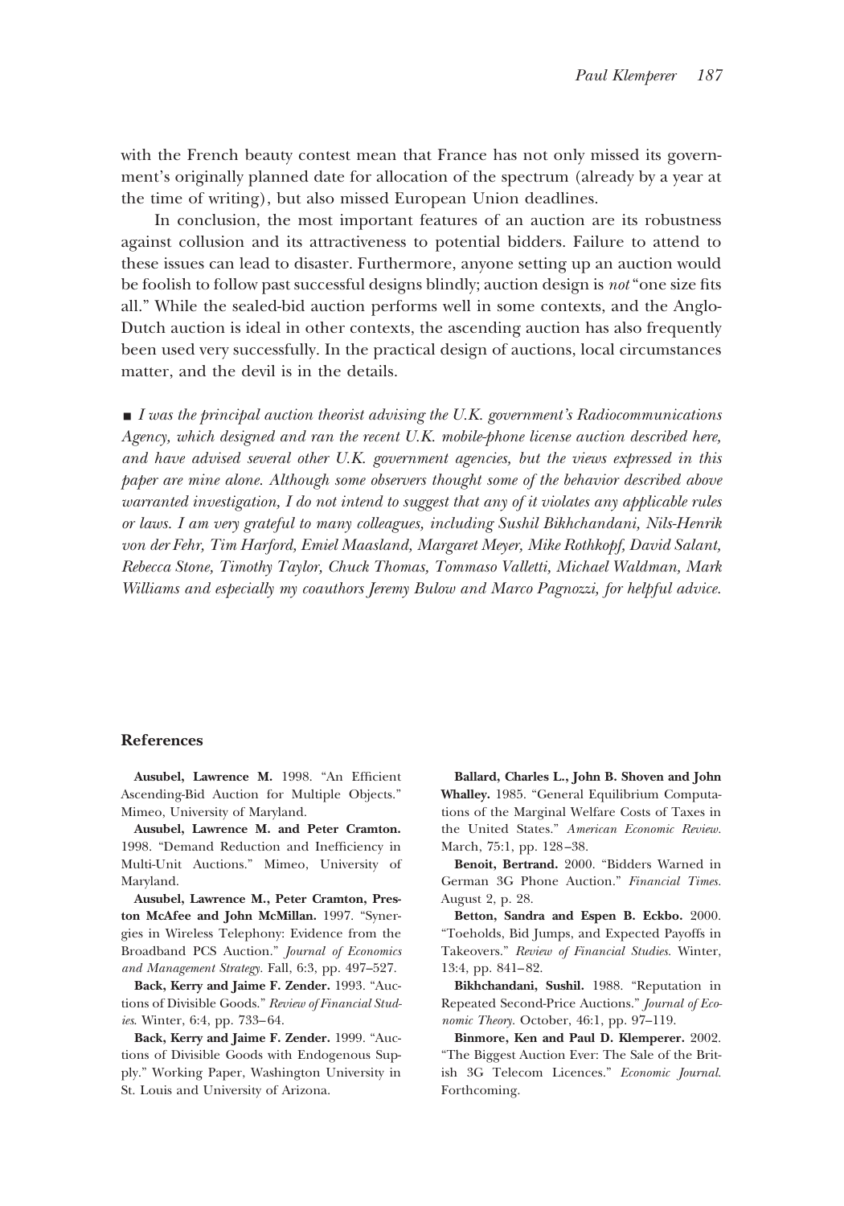with the French beauty contest mean that France has not only missed its government's originally planned date for allocation of the spectrum (already by a year at the time of writing), but also missed European Union deadlines.

In conclusion, the most important features of an auction are its robustness against collusion and its attractiveness to potential bidders. Failure to attend to these issues can lead to disaster. Furthermore, anyone setting up an auction would be foolish to follow past successful designs blindly; auction design is *not* "one size fits all." While the sealed-bid auction performs well in some contexts, and the Anglo-Dutch auction is ideal in other contexts, the ascending auction has also frequently been used very successfully. In the practical design of auctions, local circumstances matter, and the devil is in the details.

■ *I was the principal auction theorist advising the U.K. government's Radiocommunications Agency, which designed and ran the recent U.K. mobile-phone license auction described here, and have advised several other U.K. government agencies, but the views expressed in this paper are mine alone. Although some observers thought some of the behavior described above warranted investigation, I do not intend to suggest that any of it violates any applicable rules or laws. I am very grateful to many colleagues, including Sushil Bikhchandani, Nils-Henrik von der Fehr, Tim Harford, Emiel Maasland, Margaret Meyer, Mike Rothkopf, David Salant, Rebecca Stone, Timothy Taylor, Chuck Thomas, Tommaso Valletti, Michael Waldman, Mark Williams and especially my coauthors Jeremy Bulow and Marco Pagnozzi, for helpful advice.*

## References

**Ausubel, Lawrence M.** 1998. "An Efficient Ascending-Bid Auction for Multiple Objects." Mimeo, University of Maryland.

**Ausubel, Lawrence M. and Peter Cramton.** 1998. "Demand Reduction and Inefficiency in Multi-Unit Auctions." Mimeo, University of Maryland.

**Ausubel, Lawrence M., Peter Cramton, Preston McAfee and John McMillan.** 1997. "Synergies in Wireless Telephony: Evidence from the Broadband PCS Auction." *Journal of Economics and Management Strategy.* Fall, 6:3, pp. 497–527.

**Back, Kerry and Jaime F. Zender.** 1993. "Auctions of Divisible Goods." *Review of Financial Studies.* Winter, 6:4, pp. 733–64.

**Back, Kerry and Jaime F. Zender.** 1999. "Auctions of Divisible Goods with Endogenous Supply." Working Paper, Washington University in St. Louis and University of Arizona.

**Ballard, Charles L., John B. Shoven and John Whalley.** 1985. "General Equilibrium Computations of the Marginal Welfare Costs of Taxes in the United States." *American Economic Review.* March, 75:1, pp. 128–38.

**Benoit, Bertrand.** 2000. "Bidders Warned in German 3G Phone Auction." *Financial Times.* August 2, p. 28.

**Betton, Sandra and Espen B. Eckbo.** 2000. "Toeholds, Bid Jumps, and Expected Payoffs in Takeovers." *Review of Financial Studies.* Winter, 13:4, pp. 841–82.

**Bikhchandani, Sushil.** 1988. "Reputation in Repeated Second-Price Auctions." *Journal of Economic Theory.* October, 46:1, pp. 97–119.

**Binmore, Ken and Paul D. Klemperer.** 2002. "The Biggest Auction Ever: The Sale of the British 3G Telecom Licences." *Economic Journal.* Forthcoming.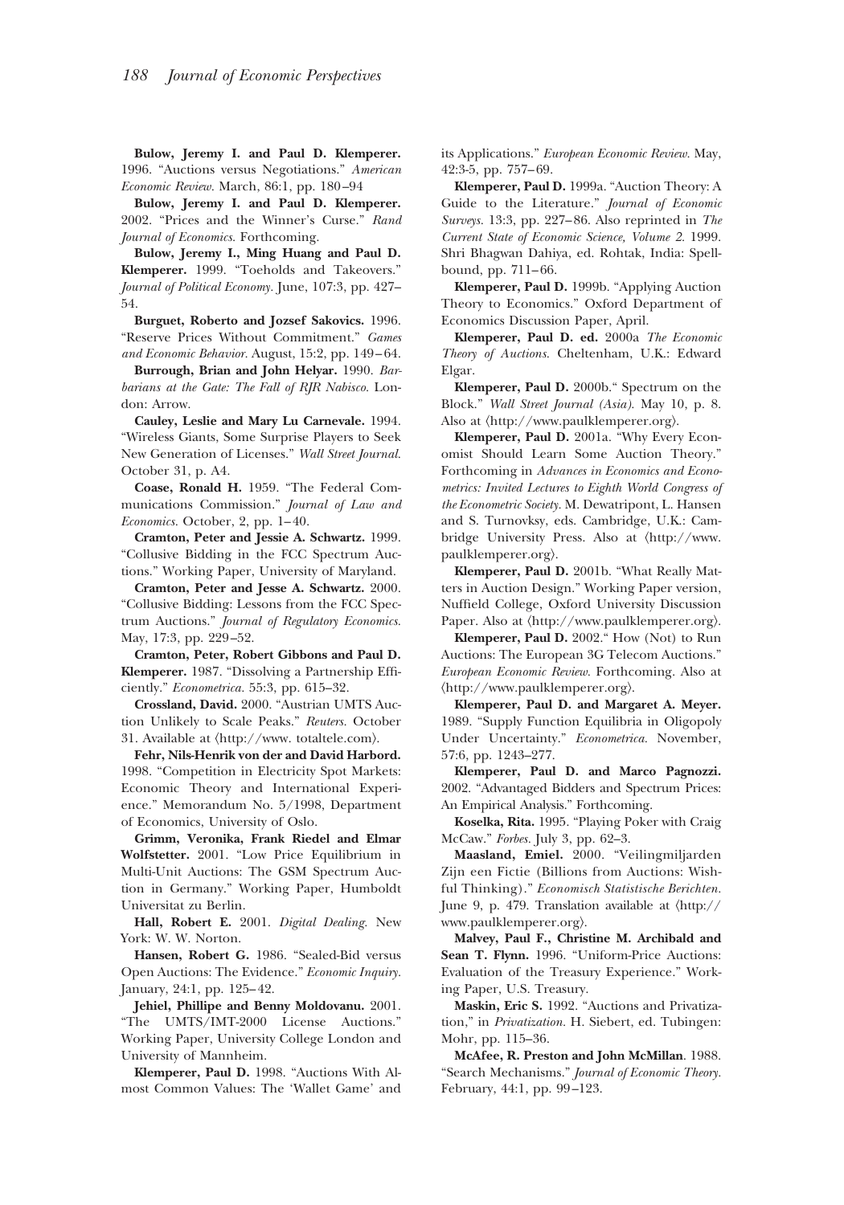**Bulow, Jeremy I. and Paul D. Klemperer.** 1996. "Auctions versus Negotiations." *American Economic Review.* March, 86:1, pp. 180–94

**Bulow, Jeremy I. and Paul D. Klemperer.** 2002. "Prices and the Winner's Curse." *Rand Journal of Economics.* Forthcoming.

**Bulow, Jeremy I., Ming Huang and Paul D. Klemperer.** 1999. "Toeholds and Takeovers." *Journal of Political Economy.* June, 107:3, pp. 427–54.

**Burguet, Roberto and Jozsef Sakovics.** 1996. "Reserve Prices Without Commitment." *Games and Economic Behavior.* August, 15:2, pp. 149–64.

**Burrough, Brian and John Helyar.** 1990. *Barbarians at the Gate: The Fall of RJR Nabisco.* London: Arrow.

**Cauley, Leslie and Mary Lu Carnevale.** 1994. "Wireless Giants, Some Surprise Players to Seek New Generation of Licenses." *Wall Street Journal.* October 31, p. A4.

**Coase, Ronald H.** 1959. "The Federal Communications Commission." *Journal of Law and Economics.* October, 2, pp. 1–40.

**Cramton, Peter and Jessie A. Schwartz.** 1999. "Collusive Bidding in the FCC Spectrum Auctions." Working Paper, University of Maryland.

**Cramton, Peter and Jesse A. Schwartz.** 2000. "Collusive Bidding: Lessons from the FCC Spectrum Auctions." *Journal of Regulatory Economics.* May, 17:3, pp. 229–52.

**Cramton, Peter, Robert Gibbons and Paul D. Klemperer.** 1987. "Dissolving a Partnership Efficiently." *Econometrica.* 55:3, pp. 615–32.

**Crossland, David.** 2000. "Austrian UMTS Auction Unlikely to Scale Peaks." *Reuters.* October 31. Available at ⟨http://www. totaltele.com⟩.

**Fehr, Nils-Henrik von der and David Harbord.** 1998. "Competition in Electricity Spot Markets: Economic Theory and International Experience." Memorandum No. 5/1998, Department of Economics, University of Oslo.

**Grimm, Veronika, Frank Riedel and Elmar Wolfstetter.** 2001. "Low Price Equilibrium in Multi-Unit Auctions: The GSM Spectrum Auction in Germany." Working Paper, Humboldt Universitat zu Berlin.

**Hall, Robert E.** 2001. *Digital Dealing.* New York: W. W. Norton.

**Hansen, Robert G.** 1986. "Sealed-Bid versus Open Auctions: The Evidence." *Economic Inquiry.* January, 24:1, pp. 125–42.

**Jehiel, Phillipe and Benny Moldovanu.** 2001. "The UMTS/IMT-2000 License Auctions." Working Paper, University College London and University of Mannheim.

**Klemperer, Paul D.** 1998. "Auctions With Almost Common Values: The 'Wallet Game' and its Applications." *European Economic Review.* May, 42:3-5, pp. 757–69.

**Klemperer, Paul D.** 1999a. "Auction Theory: A Guide to the Literature." *Journal of Economic Surveys.* 13:3, pp. 227–86. Also reprinted in *The Current State of Economic Science, Volume 2.* 1999. Shri Bhagwan Dahiya, ed. Rohtak, India: Spellbound, pp. 711–66.

**Klemperer, Paul D.** 1999b. "Applying Auction Theory to Economics." Oxford Department of Economics Discussion Paper, April.

**Klemperer, Paul D. ed.** 2000a *The Economic Theory of Auctions.* Cheltenham, U.K.: Edward Elgar.

**Klemperer, Paul D.** 2000b." Spectrum on the Block." *Wall Street Journal (Asia).* May 10, p. 8. Also at ⟨http://www.paulklemperer.org⟩.

**Klemperer, Paul D.** 2001a. "Why Every Economist Should Learn Some Auction Theory." Forthcoming in *Advances in Economics and Econometrics: Invited Lectures to Eighth World Congress of the Econometric Society.* M. Dewatripont, L. Hansen and S. Turnovksy, eds. Cambridge, U.K.: Cambridge University Press. Also at ⟨http://www. paulklemperer.org⟩.

**Klemperer, Paul D.** 2001b. "What Really Matters in Auction Design." Working Paper version, Nuffield College, Oxford University Discussion Paper. Also at ⟨http://www.paulklemperer.org⟩.

**Klemperer, Paul D.** 2002." How (Not) to Run Auctions: The European 3G Telecom Auctions." *European Economic Review.* Forthcoming. Also at ⟨http://www.paulklemperer.org⟩.

**Klemperer, Paul D. and Margaret A. Meyer.** 1989. "Supply Function Equilibria in Oligopoly Under Uncertainty." *Econometrica.* November, 57:6, pp. 1243–277.

**Klemperer, Paul D. and Marco Pagnozzi.** 2002. "Advantaged Bidders and Spectrum Prices: An Empirical Analysis." Forthcoming.

**Koselka, Rita.** 1995. "Playing Poker with Craig McCaw." *Forbes.* July 3, pp. 62–3.

**Maasland, Emiel.** 2000. "Veilingmiljarden Zijn een Fictie (Billions from Auctions: Wishful Thinking)." *Economisch Statistische Berichten.* June 9, p. 479. Translation available at ⟨http:// www.paulklemperer.org⟩.

**Malvey, Paul F., Christine M. Archibald and Sean T. Flynn.** 1996. "Uniform-Price Auctions: Evaluation of the Treasury Experience." Working Paper, U.S. Treasury.

**Maskin, Eric S.** 1992. "Auctions and Privatization," in *Privatization.* H. Siebert, ed. Tubingen: Mohr, pp. 115–36.

**McAfee, R. Preston and John McMillan**. 1988. "Search Mechanisms." *Journal of Economic Theory.* February, 44:1, pp. 99–123.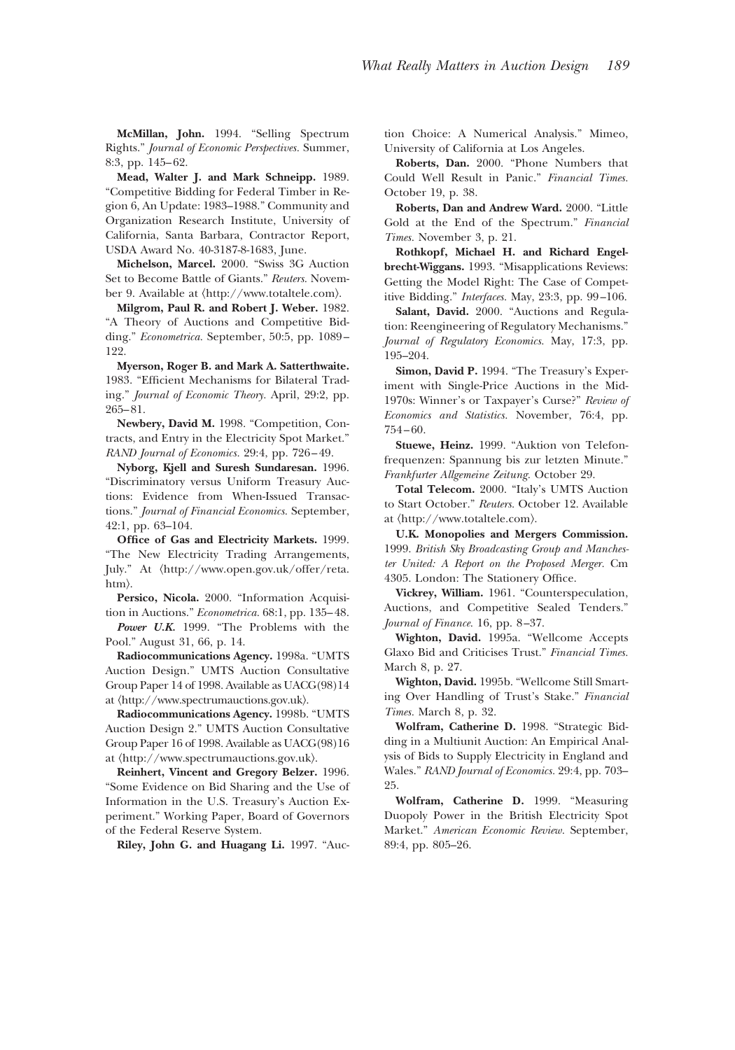**McMillan, John.** 1994. "Selling Spectrum Rights." *Journal of Economic Perspectives*. Summer, 8:3, pp. 145–62.

**Mead, Walter J. and Mark Schneipp.** 1989. "Competitive Bidding for Federal Timber in Region 6, An Update: 1983–1988." Community and Organization Research Institute, University of California, Santa Barbara, Contractor Report, USDA Award No. 40-3187-8-1683, June.

**Michelson, Marcel.** 2000. "Swiss 3G Auction Set to Become Battle of Giants." *Reuters*. November 9. Available at ⟨http://www.totaltele.com⟩.

**Milgrom, Paul R. and Robert J. Weber.** 1982. "A Theory of Auctions and Competitive Bidding." *Econometrica*. September, 50:5, pp. 1089–122.

**Myerson, Roger B. and Mark A. Satterthwaite.** 1983. "Efficient Mechanisms for Bilateral Trading." *Journal of Economic Theory*. April, 29:2, pp. 265–81.

**Newbery, David M.** 1998. "Competition, Contracts, and Entry in the Electricity Spot Market." *RAND Journal of Economics*. 29:4, pp. 726–49.

**Nyborg, Kjell and Suresh Sundaresan.** 1996. "Discriminatory versus Uniform Treasury Auctions: Evidence from When-Issued Transactions." *Journal of Financial Economics*. September, 42:1, pp. 63–104.

**Office of Gas and Electricity Markets.** 1999. "The New Electricity Trading Arrangements, July." At ⟨http://www.open.gov.uk/offer/reta.htm⟩.

**Persico, Nicola.** 2000. "Information Acquisition in Auctions." *Econometrica*. 68:1, pp. 135–48.

***Power U.K.*** 1999. "The Problems with the Pool." August 31, 66, p. 14.

**Radiocommunications Agency.** 1998a. "UMTS Auction Design." UMTS Auction Consultative Group Paper 14 of 1998. Available as UACG(98)14 at ⟨http://www.spectrumauctions.gov.uk⟩.

**Radiocommunications Agency.** 1998b. "UMTS Auction Design 2." UMTS Auction Consultative Group Paper 16 of 1998. Available as UACG(98)16 at ⟨http://www.spectrumauctions.gov.uk⟩.

**Reinhert, Vincent and Gregory Belzer.** 1996. "Some Evidence on Bid Sharing and the Use of Information in the U.S. Treasury's Auction Experiment." Working Paper, Board of Governors of the Federal Reserve System.

**Riley, John G. and Huagang Li.** 1997. "Auction Choice: A Numerical Analysis." Mimeo, University of California at Los Angeles.

**Roberts, Dan.** 2000. "Phone Numbers that Could Well Result in Panic." *Financial Times*. October 19, p. 38.

**Roberts, Dan and Andrew Ward.** 2000. "Little Gold at the End of the Spectrum." *Financial Times*. November 3, p. 21.

**Rothkopf, Michael H. and Richard Engelbrecht-Wiggans.** 1993. "Misapplications Reviews: Getting the Model Right: The Case of Competitive Bidding." *Interfaces*. May, 23:3, pp. 99–106.

**Salant, David.** 2000. "Auctions and Regulation: Reengineering of Regulatory Mechanisms." *Journal of Regulatory Economics*. May, 17:3, pp. 195–204.

**Simon, David P.** 1994. "The Treasury's Experiment with Single-Price Auctions in the Mid-1970s: Winner's or Taxpayer's Curse?" *Review of Economics and Statistics*. November, 76:4, pp. 754–60.

**Stuewe, Heinz.** 1999. "Auktion von Telefonfrequenzen: Spannung bis zur letzten Minute." *Frankfurter Allgemeine Zeitung*. October 29.

**Total Telecom.** 2000. "Italy's UMTS Auction to Start October." *Reuters*. October 12. Available at ⟨http://www.totaltele.com⟩.

**U.K. Monopolies and Mergers Commission.** 1999. *British Sky Broadcasting Group and Manchester United: A Report on the Proposed Merger*. Cm 4305. London: The Stationery Office.

**Vickrey, William.** 1961. "Counterspeculation, Auctions, and Competitive Sealed Tenders." *Journal of Finance*. 16, pp. 8–37.

**Wighton, David.** 1995a. "Wellcome Accepts Glaxo Bid and Criticises Trust." *Financial Times*. March 8, p. 27.

**Wighton, David.** 1995b. "Wellcome Still Smarting Over Handling of Trust's Stake." *Financial Times*. March 8, p. 32.

**Wolfram, Catherine D.** 1998. "Strategic Bidding in a Multiunit Auction: An Empirical Analysis of Bids to Supply Electricity in England and Wales." *RAND Journal of Economics*. 29:4, pp. 703–25.

**Wolfram, Catherine D.** 1999. "Measuring Duopoly Power in the British Electricity Spot Market." *American Economic Review*. September, 89:4, pp. 805–26.